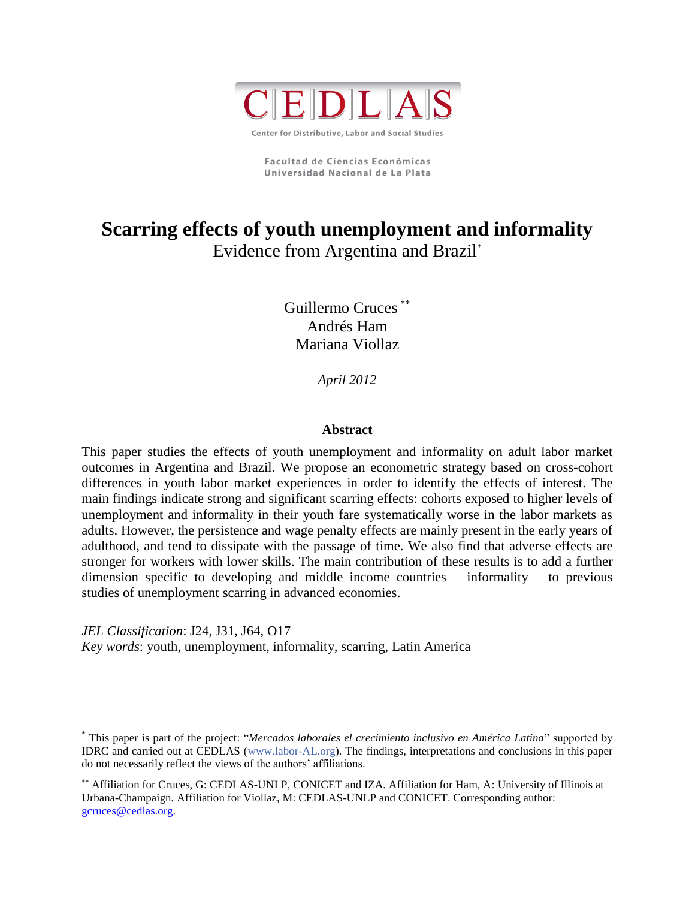C|E|D|L|A|S

Center for Distributive, Labor and Social Studies

Facultad de Ciencias Económicas
Universidad Nacional de La Plata

# Scarring effects of youth unemployment and informality

Evidence from Argentina and Brazil[*]

Guillermo Cruces[**]
Andrés Ham
Mariana Viollaz

*April 2012*

### Abstract

This paper studies the effects of youth unemployment and informality on adult labor market outcomes in Argentina and Brazil. We propose an econometric strategy based on cross-cohort differences in youth labor market experiences in order to identify the effects of interest. The main findings indicate strong and significant scarring effects: cohorts exposed to higher levels of unemployment and informality in their youth fare systematically worse in the labor markets as adults. However, the persistence and wage penalty effects are mainly present in the early years of adulthood, and tend to dissipate with the passage of time. We also find that adverse effects are stronger for workers with lower skills. The main contribution of these results is to add a further dimension specific to developing and middle income countries – informality – to previous studies of unemployment scarring in advanced economies.

*JEL Classification*: J24, J31, J64, O17
*Key words*: youth, unemployment, informality, scarring, Latin America

---

[*] This paper is part of the project: "*Mercados laborales el crecimiento inclusivo en América Latina*" supported by IDRC and carried out at CEDLAS (www.labor-AL.org). The findings, interpretations and conclusions in this paper do not necessarily reflect the views of the authors' affiliations.

[**] Affiliation for Cruces, G: CEDLAS-UNLP, CONICET and IZA. Affiliation for Ham, A: University of Illinois at Urbana-Champaign. Affiliation for Viollaz, M: CEDLAS-UNLP and CONICET. Corresponding author: gcruces@cedlas.org.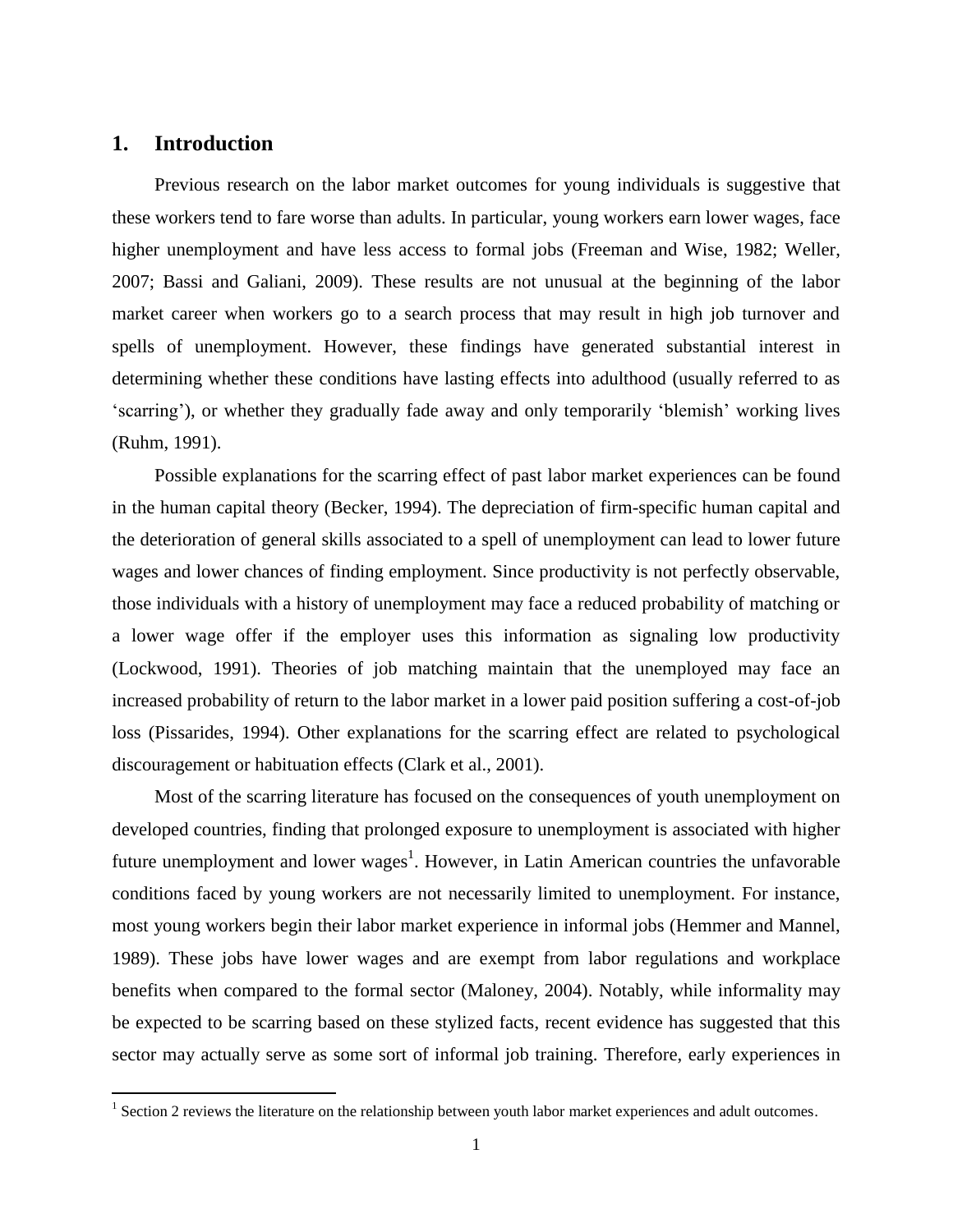# 1. Introduction

Previous research on the labor market outcomes for young individuals is suggestive that these workers tend to fare worse than adults. In particular, young workers earn lower wages, face higher unemployment and have less access to formal jobs (Freeman and Wise, 1982; Weller, 2007; Bassi and Galiani, 2009). These results are not unusual at the beginning of the labor market career when workers go to a search process that may result in high job turnover and spells of unemployment. However, these findings have generated substantial interest in determining whether these conditions have lasting effects into adulthood (usually referred to as 'scarring'), or whether they gradually fade away and only temporarily 'blemish' working lives (Ruhm, 1991).

Possible explanations for the scarring effect of past labor market experiences can be found in the human capital theory (Becker, 1994). The depreciation of firm-specific human capital and the deterioration of general skills associated to a spell of unemployment can lead to lower future wages and lower chances of finding employment. Since productivity is not perfectly observable, those individuals with a history of unemployment may face a reduced probability of matching or a lower wage offer if the employer uses this information as signaling low productivity (Lockwood, 1991). Theories of job matching maintain that the unemployed may face an increased probability of return to the labor market in a lower paid position suffering a cost-of-job loss (Pissarides, 1994). Other explanations for the scarring effect are related to psychological discouragement or habituation effects (Clark et al., 2001).

Most of the scarring literature has focused on the consequences of youth unemployment on developed countries, finding that prolonged exposure to unemployment is associated with higher future unemployment and lower wages[1]. However, in Latin American countries the unfavorable conditions faced by young workers are not necessarily limited to unemployment. For instance, most young workers begin their labor market experience in informal jobs (Hemmer and Mannel, 1989). These jobs have lower wages and are exempt from labor regulations and workplace benefits when compared to the formal sector (Maloney, 2004). Notably, while informality may be expected to be scarring based on these stylized facts, recent evidence has suggested that this sector may actually serve as some sort of informal job training. Therefore, early experiences in

[1] Section 2 reviews the literature on the relationship between youth labor market experiences and adult outcomes.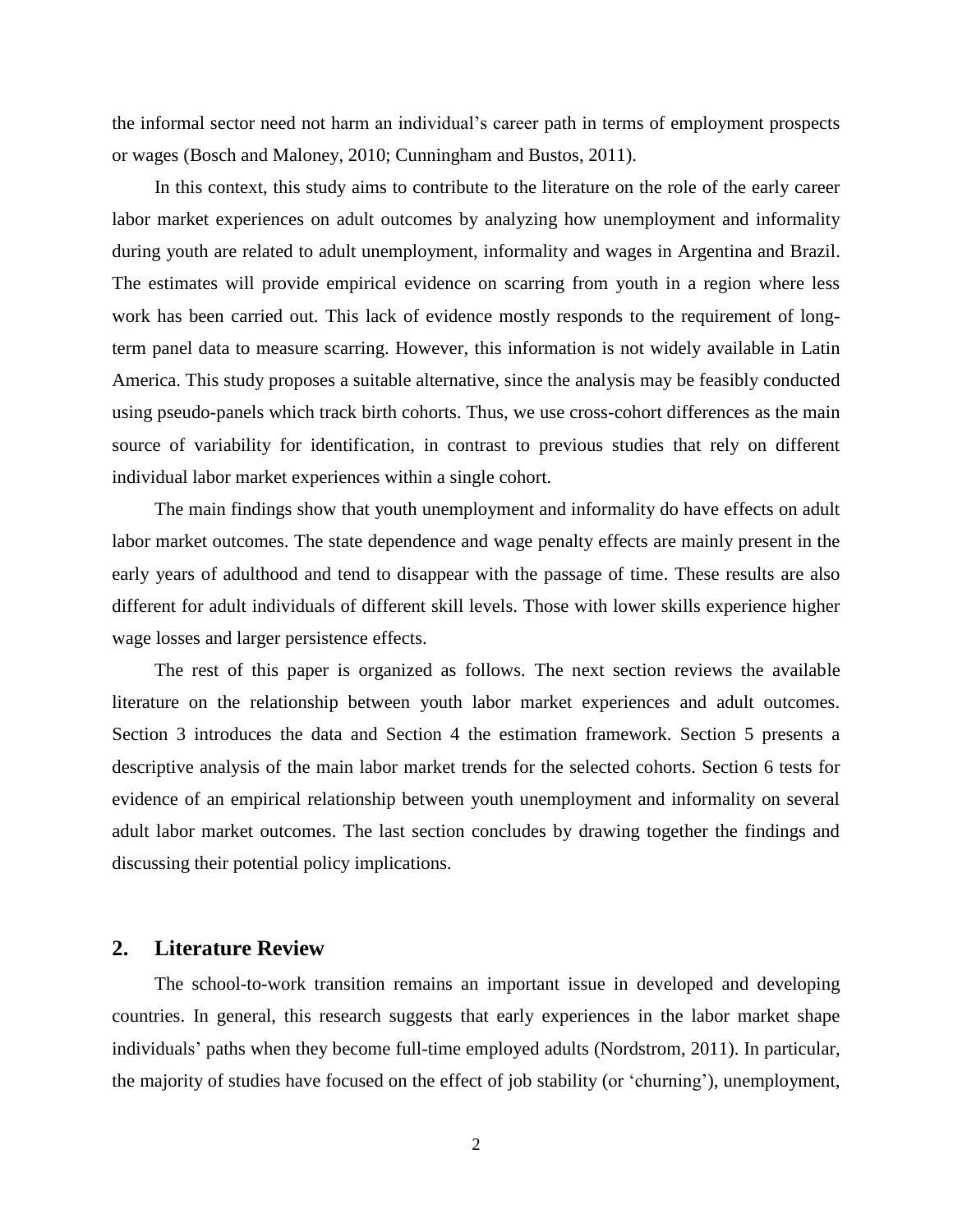the informal sector need not harm an individual's career path in terms of employment prospects or wages (Bosch and Maloney, 2010; Cunningham and Bustos, 2011).

In this context, this study aims to contribute to the literature on the role of the early career labor market experiences on adult outcomes by analyzing how unemployment and informality during youth are related to adult unemployment, informality and wages in Argentina and Brazil. The estimates will provide empirical evidence on scarring from youth in a region where less work has been carried out. This lack of evidence mostly responds to the requirement of long-term panel data to measure scarring. However, this information is not widely available in Latin America. This study proposes a suitable alternative, since the analysis may be feasibly conducted using pseudo-panels which track birth cohorts. Thus, we use cross-cohort differences as the main source of variability for identification, in contrast to previous studies that rely on different individual labor market experiences within a single cohort.

The main findings show that youth unemployment and informality do have effects on adult labor market outcomes. The state dependence and wage penalty effects are mainly present in the early years of adulthood and tend to disappear with the passage of time. These results are also different for adult individuals of different skill levels. Those with lower skills experience higher wage losses and larger persistence effects.

The rest of this paper is organized as follows. The next section reviews the available literature on the relationship between youth labor market experiences and adult outcomes. Section 3 introduces the data and Section 4 the estimation framework. Section 5 presents a descriptive analysis of the main labor market trends for the selected cohorts. Section 6 tests for evidence of an empirical relationship between youth unemployment and informality on several adult labor market outcomes. The last section concludes by drawing together the findings and discussing their potential policy implications.

## 2. Literature Review

The school-to-work transition remains an important issue in developed and developing countries. In general, this research suggests that early experiences in the labor market shape individuals' paths when they become full-time employed adults (Nordstrom, 2011). In particular, the majority of studies have focused on the effect of job stability (or 'churning'), unemployment,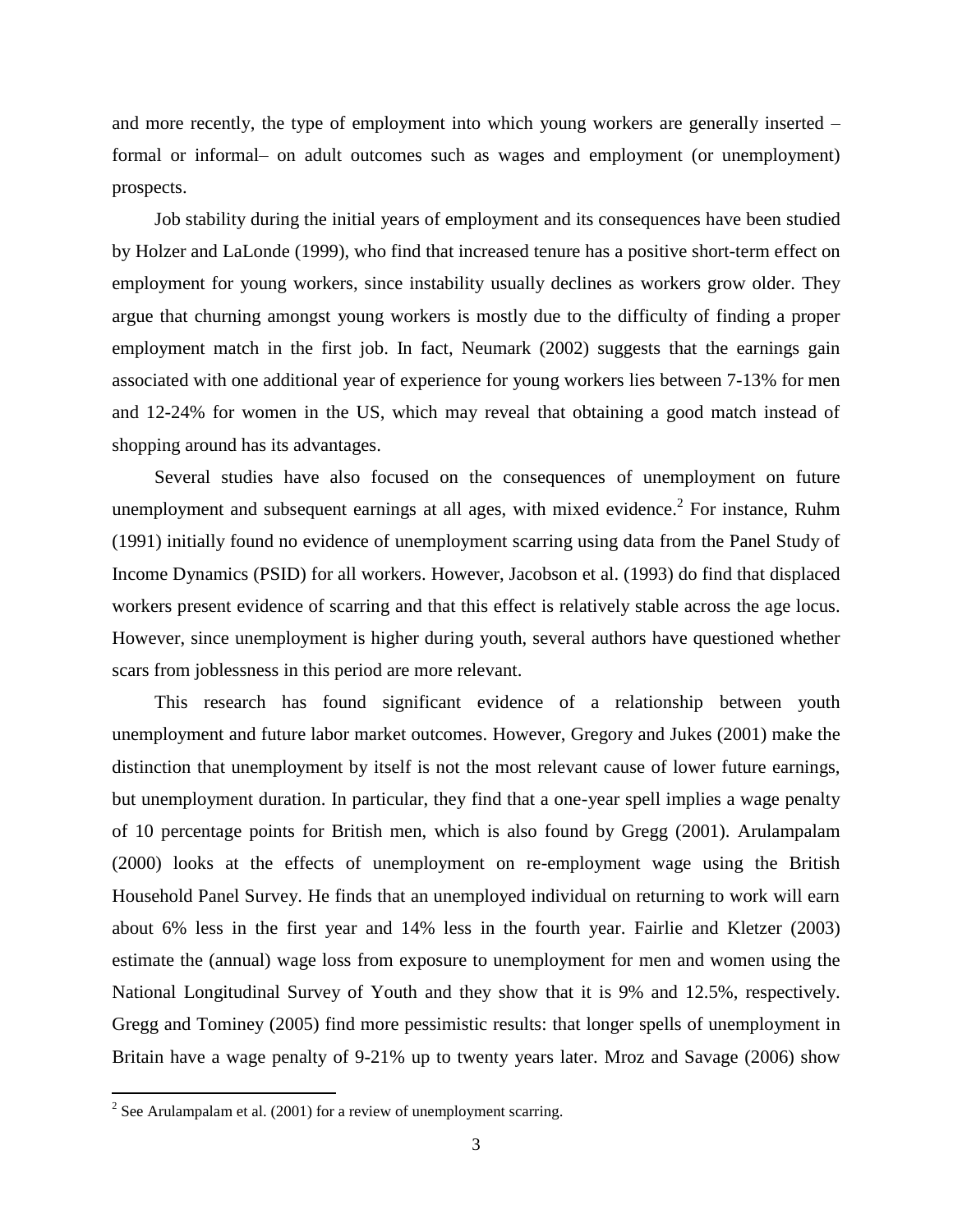and more recently, the type of employment into which young workers are generally inserted – formal or informal– on adult outcomes such as wages and employment (or unemployment) prospects.

Job stability during the initial years of employment and its consequences have been studied by Holzer and LaLonde (1999), who find that increased tenure has a positive short-term effect on employment for young workers, since instability usually declines as workers grow older. They argue that churning amongst young workers is mostly due to the difficulty of finding a proper employment match in the first job. In fact, Neumark (2002) suggests that the earnings gain associated with one additional year of experience for young workers lies between 7-13% for men and 12-24% for women in the US, which may reveal that obtaining a good match instead of shopping around has its advantages.

Several studies have also focused on the consequences of unemployment on future unemployment and subsequent earnings at all ages, with mixed evidence.[2] For instance, Ruhm (1991) initially found no evidence of unemployment scarring using data from the Panel Study of Income Dynamics (PSID) for all workers. However, Jacobson et al. (1993) do find that displaced workers present evidence of scarring and that this effect is relatively stable across the age locus. However, since unemployment is higher during youth, several authors have questioned whether scars from joblessness in this period are more relevant.

This research has found significant evidence of a relationship between youth unemployment and future labor market outcomes. However, Gregory and Jukes (2001) make the distinction that unemployment by itself is not the most relevant cause of lower future earnings, but unemployment duration. In particular, they find that a one-year spell implies a wage penalty of 10 percentage points for British men, which is also found by Gregg (2001). Arulampalam (2000) looks at the effects of unemployment on re-employment wage using the British Household Panel Survey. He finds that an unemployed individual on returning to work will earn about 6% less in the first year and 14% less in the fourth year. Fairlie and Kletzer (2003) estimate the (annual) wage loss from exposure to unemployment for men and women using the National Longitudinal Survey of Youth and they show that it is 9% and 12.5%, respectively. Gregg and Tominey (2005) find more pessimistic results: that longer spells of unemployment in Britain have a wage penalty of 9-21% up to twenty years later. Mroz and Savage (2006) show

[2] See Arulampalam et al. (2001) for a review of unemployment scarring.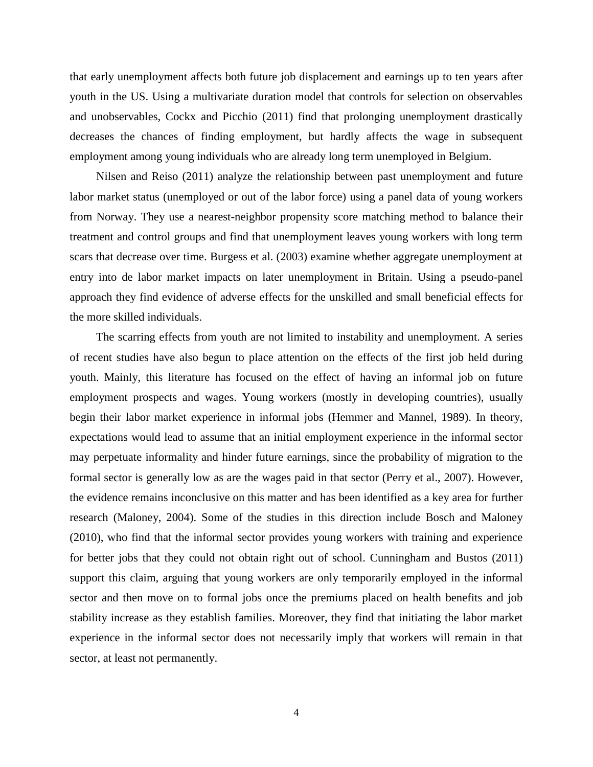that early unemployment affects both future job displacement and earnings up to ten years after youth in the US. Using a multivariate duration model that controls for selection on observables and unobservables, Cockx and Picchio (2011) find that prolonging unemployment drastically decreases the chances of finding employment, but hardly affects the wage in subsequent employment among young individuals who are already long term unemployed in Belgium.

Nilsen and Reiso (2011) analyze the relationship between past unemployment and future labor market status (unemployed or out of the labor force) using a panel data of young workers from Norway. They use a nearest-neighbor propensity score matching method to balance their treatment and control groups and find that unemployment leaves young workers with long term scars that decrease over time. Burgess et al. (2003) examine whether aggregate unemployment at entry into de labor market impacts on later unemployment in Britain. Using a pseudo-panel approach they find evidence of adverse effects for the unskilled and small beneficial effects for the more skilled individuals.

The scarring effects from youth are not limited to instability and unemployment. A series of recent studies have also begun to place attention on the effects of the first job held during youth. Mainly, this literature has focused on the effect of having an informal job on future employment prospects and wages. Young workers (mostly in developing countries), usually begin their labor market experience in informal jobs (Hemmer and Mannel, 1989). In theory, expectations would lead to assume that an initial employment experience in the informal sector may perpetuate informality and hinder future earnings, since the probability of migration to the formal sector is generally low as are the wages paid in that sector (Perry et al., 2007). However, the evidence remains inconclusive on this matter and has been identified as a key area for further research (Maloney, 2004). Some of the studies in this direction include Bosch and Maloney (2010), who find that the informal sector provides young workers with training and experience for better jobs that they could not obtain right out of school. Cunningham and Bustos (2011) support this claim, arguing that young workers are only temporarily employed in the informal sector and then move on to formal jobs once the premiums placed on health benefits and job stability increase as they establish families. Moreover, they find that initiating the labor market experience in the informal sector does not necessarily imply that workers will remain in that sector, at least not permanently.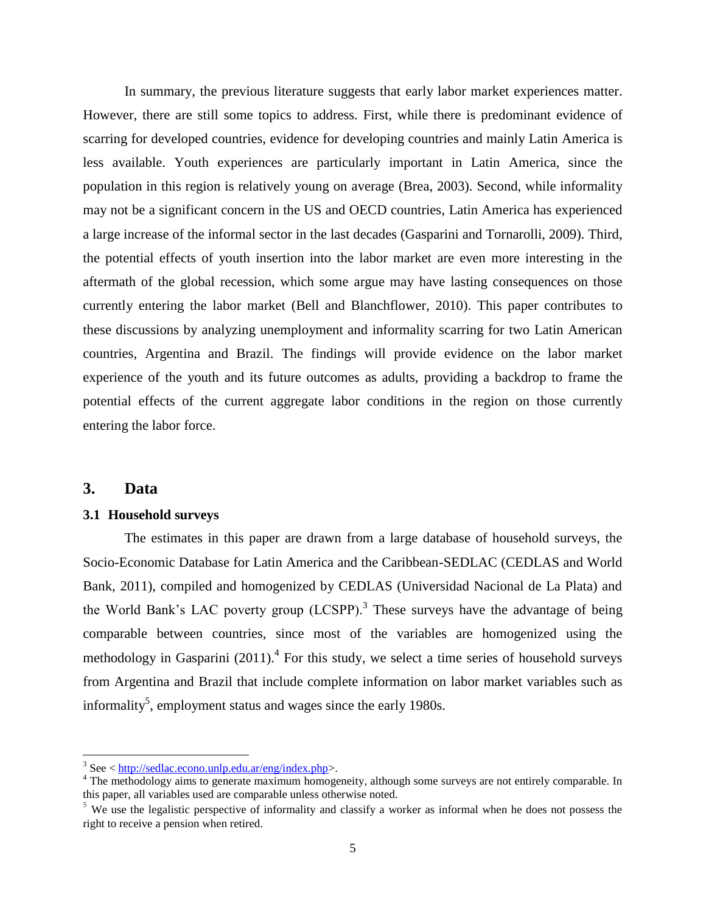In summary, the previous literature suggests that early labor market experiences matter. However, there are still some topics to address. First, while there is predominant evidence of scarring for developed countries, evidence for developing countries and mainly Latin America is less available. Youth experiences are particularly important in Latin America, since the population in this region is relatively young on average (Brea, 2003). Second, while informality may not be a significant concern in the US and OECD countries, Latin America has experienced a large increase of the informal sector in the last decades (Gasparini and Tornarolli, 2009). Third, the potential effects of youth insertion into the labor market are even more interesting in the aftermath of the global recession, which some argue may have lasting consequences on those currently entering the labor market (Bell and Blanchflower, 2010). This paper contributes to these discussions by analyzing unemployment and informality scarring for two Latin American countries, Argentina and Brazil. The findings will provide evidence on the labor market experience of the youth and its future outcomes as adults, providing a backdrop to frame the potential effects of the current aggregate labor conditions in the region on those currently entering the labor force.

## 3. Data

### 3.1 Household surveys

The estimates in this paper are drawn from a large database of household surveys, the Socio-Economic Database for Latin America and the Caribbean-SEDLAC (CEDLAS and World Bank, 2011), compiled and homogenized by CEDLAS (Universidad Nacional de La Plata) and the World Bank's LAC poverty group (LCSPP).[3] These surveys have the advantage of being comparable between countries, since most of the variables are homogenized using the methodology in Gasparini (2011).[4] For this study, we select a time series of household surveys from Argentina and Brazil that include complete information on labor market variables such as informality[5], employment status and wages since the early 1980s.

---

[3] See < http://sedlac.econo.unlp.edu.ar/eng/index.php>.

[4] The methodology aims to generate maximum homogeneity, although some surveys are not entirely comparable. In this paper, all variables used are comparable unless otherwise noted.

[5] We use the legalistic perspective of informality and classify a worker as informal when he does not possess the right to receive a pension when retired.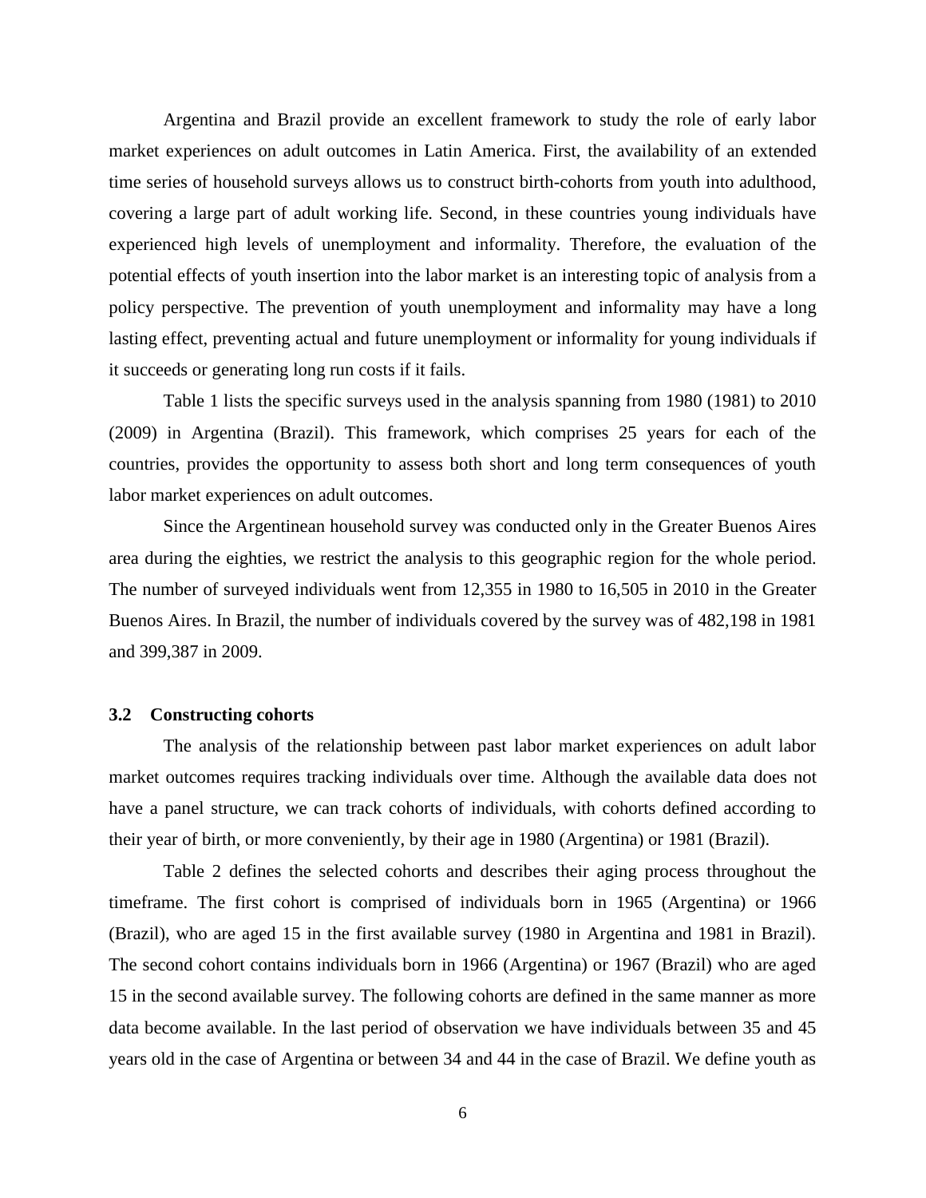Argentina and Brazil provide an excellent framework to study the role of early labor market experiences on adult outcomes in Latin America. First, the availability of an extended time series of household surveys allows us to construct birth-cohorts from youth into adulthood, covering a large part of adult working life. Second, in these countries young individuals have experienced high levels of unemployment and informality. Therefore, the evaluation of the potential effects of youth insertion into the labor market is an interesting topic of analysis from a policy perspective. The prevention of youth unemployment and informality may have a long lasting effect, preventing actual and future unemployment or informality for young individuals if it succeeds or generating long run costs if it fails.

Table 1 lists the specific surveys used in the analysis spanning from 1980 (1981) to 2010 (2009) in Argentina (Brazil). This framework, which comprises 25 years for each of the countries, provides the opportunity to assess both short and long term consequences of youth labor market experiences on adult outcomes.

Since the Argentinean household survey was conducted only in the Greater Buenos Aires area during the eighties, we restrict the analysis to this geographic region for the whole period. The number of surveyed individuals went from 12,355 in 1980 to 16,505 in 2010 in the Greater Buenos Aires. In Brazil, the number of individuals covered by the survey was of 482,198 in 1981 and 399,387 in 2009.

### 3.2 Constructing cohorts

The analysis of the relationship between past labor market experiences on adult labor market outcomes requires tracking individuals over time. Although the available data does not have a panel structure, we can track cohorts of individuals, with cohorts defined according to their year of birth, or more conveniently, by their age in 1980 (Argentina) or 1981 (Brazil).

Table 2 defines the selected cohorts and describes their aging process throughout the timeframe. The first cohort is comprised of individuals born in 1965 (Argentina) or 1966 (Brazil), who are aged 15 in the first available survey (1980 in Argentina and 1981 in Brazil). The second cohort contains individuals born in 1966 (Argentina) or 1967 (Brazil) who are aged 15 in the second available survey. The following cohorts are defined in the same manner as more data become available. In the last period of observation we have individuals between 35 and 45 years old in the case of Argentina or between 34 and 44 in the case of Brazil. We define youth as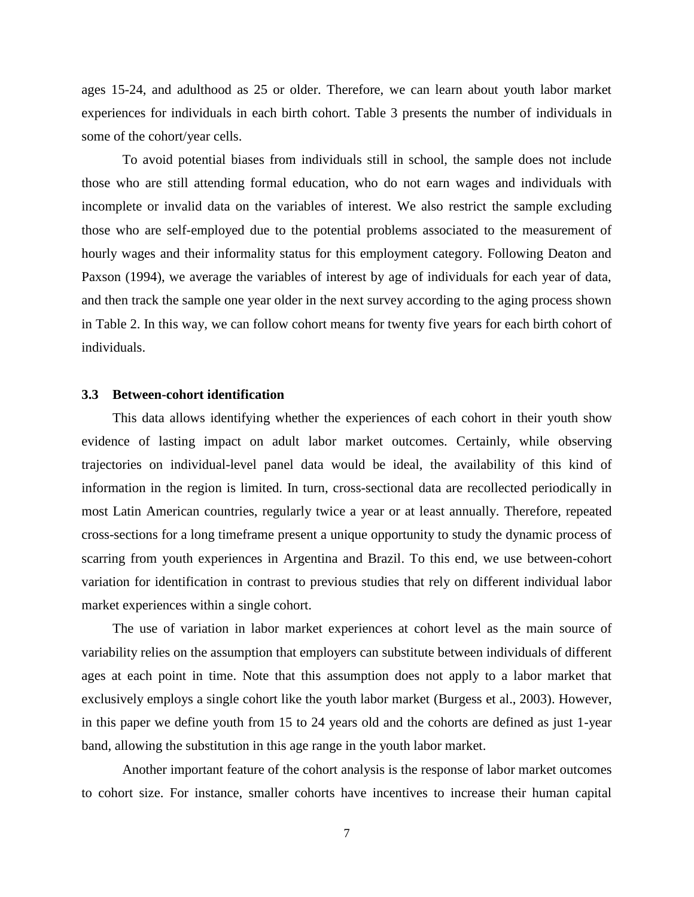ages 15-24, and adulthood as 25 or older. Therefore, we can learn about youth labor market experiences for individuals in each birth cohort. Table 3 presents the number of individuals in some of the cohort/year cells.

To avoid potential biases from individuals still in school, the sample does not include those who are still attending formal education, who do not earn wages and individuals with incomplete or invalid data on the variables of interest. We also restrict the sample excluding those who are self-employed due to the potential problems associated to the measurement of hourly wages and their informality status for this employment category. Following Deaton and Paxson (1994), we average the variables of interest by age of individuals for each year of data, and then track the sample one year older in the next survey according to the aging process shown in Table 2. In this way, we can follow cohort means for twenty five years for each birth cohort of individuals.

### 3.3 Between-cohort identification

This data allows identifying whether the experiences of each cohort in their youth show evidence of lasting impact on adult labor market outcomes. Certainly, while observing trajectories on individual-level panel data would be ideal, the availability of this kind of information in the region is limited. In turn, cross-sectional data are recollected periodically in most Latin American countries, regularly twice a year or at least annually. Therefore, repeated cross-sections for a long timeframe present a unique opportunity to study the dynamic process of scarring from youth experiences in Argentina and Brazil. To this end, we use between-cohort variation for identification in contrast to previous studies that rely on different individual labor market experiences within a single cohort.

The use of variation in labor market experiences at cohort level as the main source of variability relies on the assumption that employers can substitute between individuals of different ages at each point in time. Note that this assumption does not apply to a labor market that exclusively employs a single cohort like the youth labor market (Burgess et al., 2003). However, in this paper we define youth from 15 to 24 years old and the cohorts are defined as just 1-year band, allowing the substitution in this age range in the youth labor market.

Another important feature of the cohort analysis is the response of labor market outcomes to cohort size. For instance, smaller cohorts have incentives to increase their human capital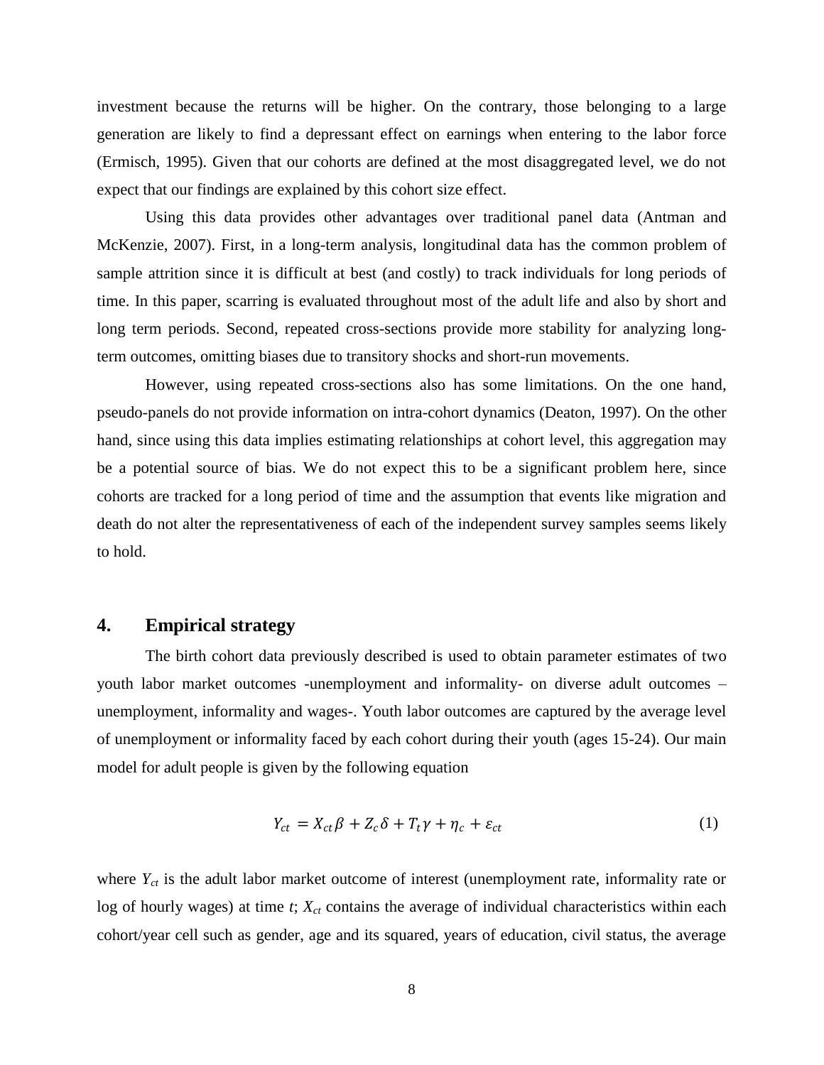investment because the returns will be higher. On the contrary, those belonging to a large generation are likely to find a depressant effect on earnings when entering to the labor force (Ermisch, 1995). Given that our cohorts are defined at the most disaggregated level, we do not expect that our findings are explained by this cohort size effect.

Using this data provides other advantages over traditional panel data (Antman and McKenzie, 2007). First, in a long-term analysis, longitudinal data has the common problem of sample attrition since it is difficult at best (and costly) to track individuals for long periods of time. In this paper, scarring is evaluated throughout most of the adult life and also by short and long term periods. Second, repeated cross-sections provide more stability for analyzing long-term outcomes, omitting biases due to transitory shocks and short-run movements.

However, using repeated cross-sections also has some limitations. On the one hand, pseudo-panels do not provide information on intra-cohort dynamics (Deaton, 1997). On the other hand, since using this data implies estimating relationships at cohort level, this aggregation may be a potential source of bias. We do not expect this to be a significant problem here, since cohorts are tracked for a long period of time and the assumption that events like migration and death do not alter the representativeness of each of the independent survey samples seems likely to hold.

## 4. Empirical strategy

The birth cohort data previously described is used to obtain parameter estimates of two youth labor market outcomes -unemployment and informality- on diverse adult outcomes – unemployment, informality and wages-. Youth labor outcomes are captured by the average level of unemployment or informality faced by each cohort during their youth (ages 15-24). Our main model for adult people is given by the following equation

$$Y_{ct} = X_{ct}\beta + Z_c\delta + T_t\gamma + \eta_c + \varepsilon_{ct} \tag{1}$$

where $Y_{ct}$ is the adult labor market outcome of interest (unemployment rate, informality rate or log of hourly wages) at time $t$; $X_{ct}$ contains the average of individual characteristics within each cohort/year cell such as gender, age and its squared, years of education, civil status, the average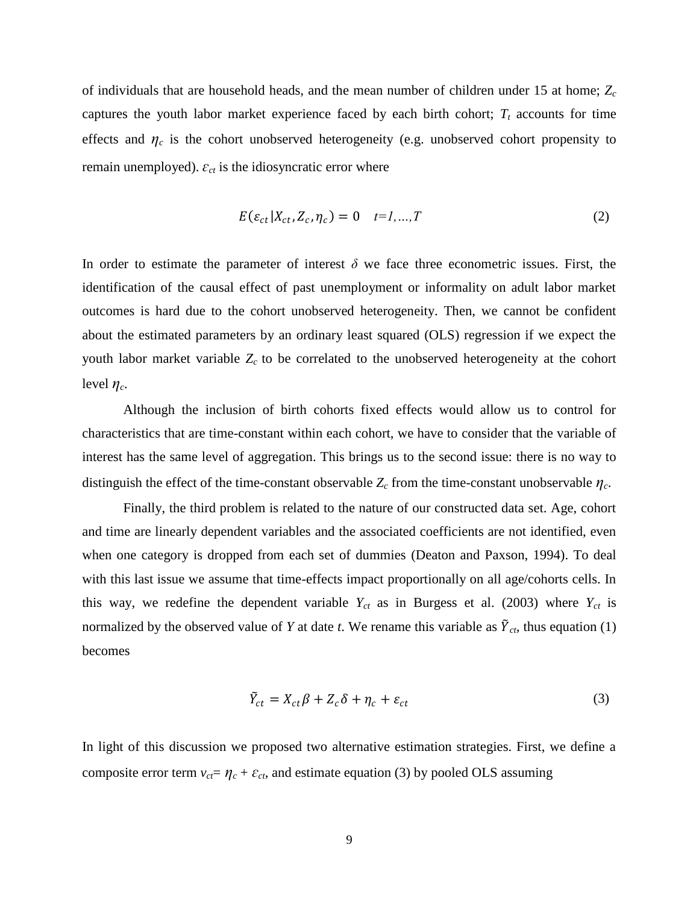of individuals that are household heads, and the mean number of children under 15 at home; $Z_c$ captures the youth labor market experience faced by each birth cohort; $T_t$ accounts for time effects and $\eta_c$ is the cohort unobserved heterogeneity (e.g. unobserved cohort propensity to remain unemployed). $\varepsilon_{ct}$ is the idiosyncratic error where

$$E(\varepsilon_{ct}|X_{ct}, Z_c, \eta_c) = 0 \quad t=1,\ldots,T \tag{2}$$

In order to estimate the parameter of interest $\delta$ we face three econometric issues. First, the identification of the causal effect of past unemployment or informality on adult labor market outcomes is hard due to the cohort unobserved heterogeneity. Then, we cannot be confident about the estimated parameters by an ordinary least squared (OLS) regression if we expect the youth labor market variable $Z_c$ to be correlated to the unobserved heterogeneity at the cohort level $\eta_c$.

Although the inclusion of birth cohorts fixed effects would allow us to control for characteristics that are time-constant within each cohort, we have to consider that the variable of interest has the same level of aggregation. This brings us to the second issue: there is no way to distinguish the effect of the time-constant observable $Z_c$ from the time-constant unobservable $\eta_c$.

Finally, the third problem is related to the nature of our constructed data set. Age, cohort and time are linearly dependent variables and the associated coefficients are not identified, even when one category is dropped from each set of dummies (Deaton and Paxson, 1994). To deal with this last issue we assume that time-effects impact proportionally on all age/cohorts cells. In this way, we redefine the dependent variable $Y_{ct}$ as in Burgess et al. (2003) where $Y_{ct}$ is normalized by the observed value of $Y$ at date $t$. We rename this variable as $\tilde{Y}_{ct}$, thus equation (1) becomes

$$\tilde{Y}_{ct} = X_{ct}\beta + Z_c\delta + \eta_c + \varepsilon_{ct} \tag{3}$$

In light of this discussion we proposed two alternative estimation strategies. First, we define a composite error term $v_{ct} = \eta_c + \varepsilon_{ct}$, and estimate equation (3) by pooled OLS assuming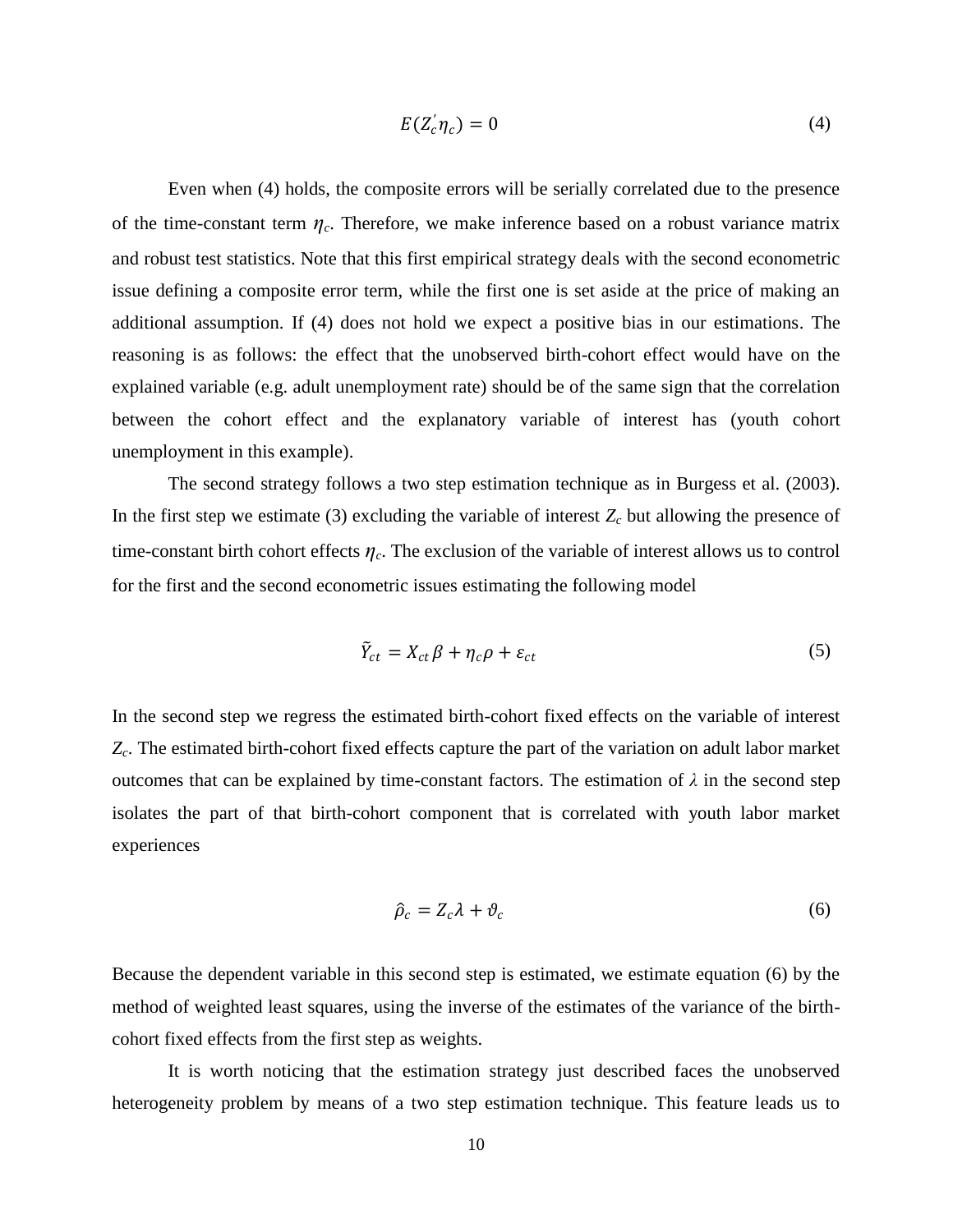$$E(Z_c' \eta_c) = 0 \tag{4}$$

Even when (4) holds, the composite errors will be serially correlated due to the presence of the time-constant term $\eta_c$. Therefore, we make inference based on a robust variance matrix and robust test statistics. Note that this first empirical strategy deals with the second econometric issue defining a composite error term, while the first one is set aside at the price of making an additional assumption. If (4) does not hold we expect a positive bias in our estimations. The reasoning is as follows: the effect that the unobserved birth-cohort effect would have on the explained variable (e.g. adult unemployment rate) should be of the same sign that the correlation between the cohort effect and the explanatory variable of interest has (youth cohort unemployment in this example).

The second strategy follows a two step estimation technique as in Burgess et al. (2003). In the first step we estimate (3) excluding the variable of interest $Z_c$ but allowing the presence of time-constant birth cohort effects $\eta_c$. The exclusion of the variable of interest allows us to control for the first and the second econometric issues estimating the following model

$$\tilde{Y}_{ct} = X_{ct}\beta + \eta_c \rho + \varepsilon_{ct} \tag{5}$$

In the second step we regress the estimated birth-cohort fixed effects on the variable of interest $Z_c$. The estimated birth-cohort fixed effects capture the part of the variation on adult labor market outcomes that can be explained by time-constant factors. The estimation of $\lambda$ in the second step isolates the part of that birth-cohort component that is correlated with youth labor market experiences

$$\hat{\rho}_c = Z_c \lambda + \vartheta_c \tag{6}$$

Because the dependent variable in this second step is estimated, we estimate equation (6) by the method of weighted least squares, using the inverse of the estimates of the variance of the birth-cohort fixed effects from the first step as weights.

It is worth noticing that the estimation strategy just described faces the unobserved heterogeneity problem by means of a two step estimation technique. This feature leads us to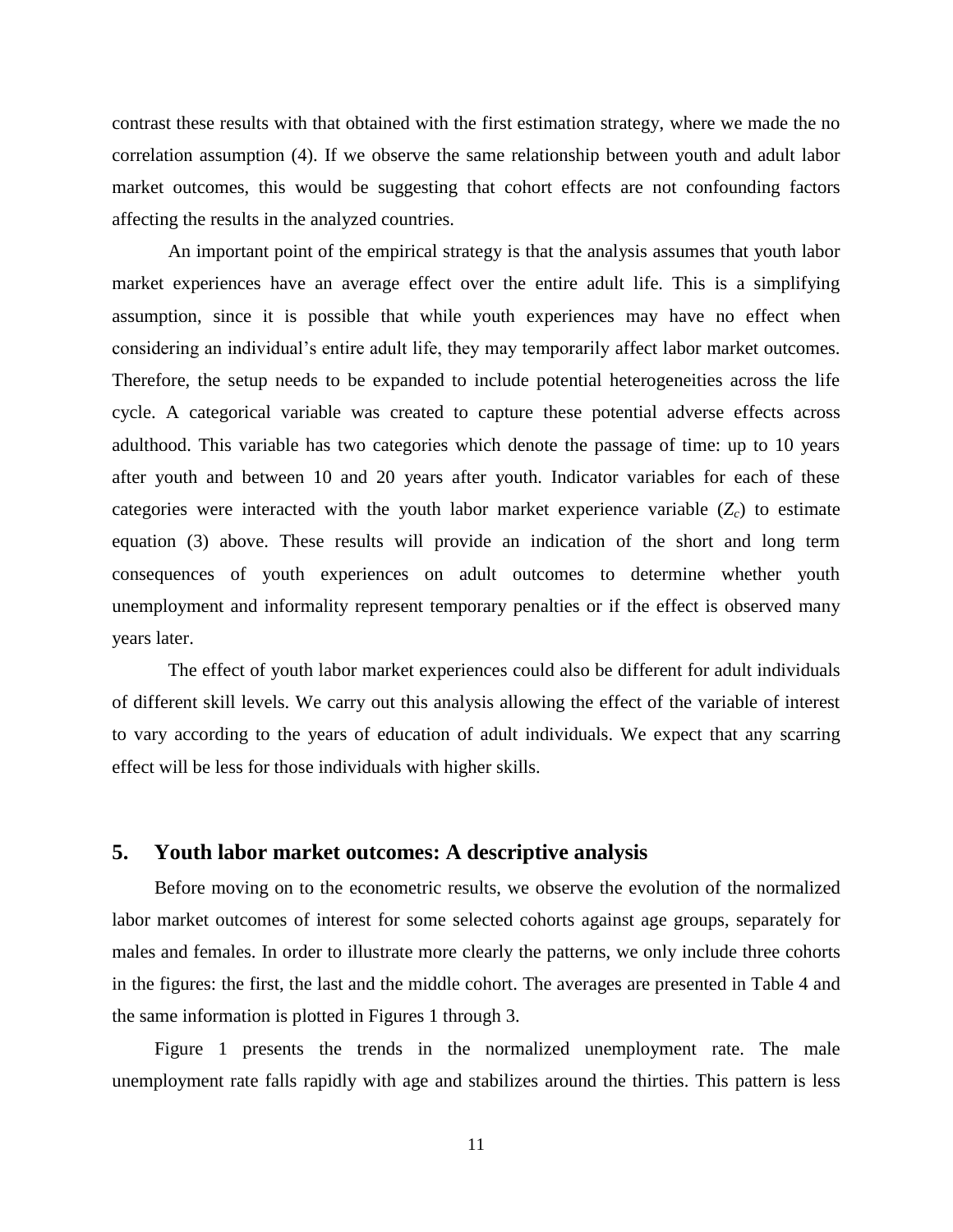contrast these results with that obtained with the first estimation strategy, where we made the no correlation assumption (4). If we observe the same relationship between youth and adult labor market outcomes, this would be suggesting that cohort effects are not confounding factors affecting the results in the analyzed countries.

An important point of the empirical strategy is that the analysis assumes that youth labor market experiences have an average effect over the entire adult life. This is a simplifying assumption, since it is possible that while youth experiences may have no effect when considering an individual's entire adult life, they may temporarily affect labor market outcomes. Therefore, the setup needs to be expanded to include potential heterogeneities across the life cycle. A categorical variable was created to capture these potential adverse effects across adulthood. This variable has two categories which denote the passage of time: up to 10 years after youth and between 10 and 20 years after youth. Indicator variables for each of these categories were interacted with the youth labor market experience variable ($Z_c$) to estimate equation (3) above. These results will provide an indication of the short and long term consequences of youth experiences on adult outcomes to determine whether youth unemployment and informality represent temporary penalties or if the effect is observed many years later.

The effect of youth labor market experiences could also be different for adult individuals of different skill levels. We carry out this analysis allowing the effect of the variable of interest to vary according to the years of education of adult individuals. We expect that any scarring effect will be less for those individuals with higher skills.

## 5. Youth labor market outcomes: A descriptive analysis

Before moving on to the econometric results, we observe the evolution of the normalized labor market outcomes of interest for some selected cohorts against age groups, separately for males and females. In order to illustrate more clearly the patterns, we only include three cohorts in the figures: the first, the last and the middle cohort. The averages are presented in Table 4 and the same information is plotted in Figures 1 through 3.

Figure 1 presents the trends in the normalized unemployment rate. The male unemployment rate falls rapidly with age and stabilizes around the thirties. This pattern is less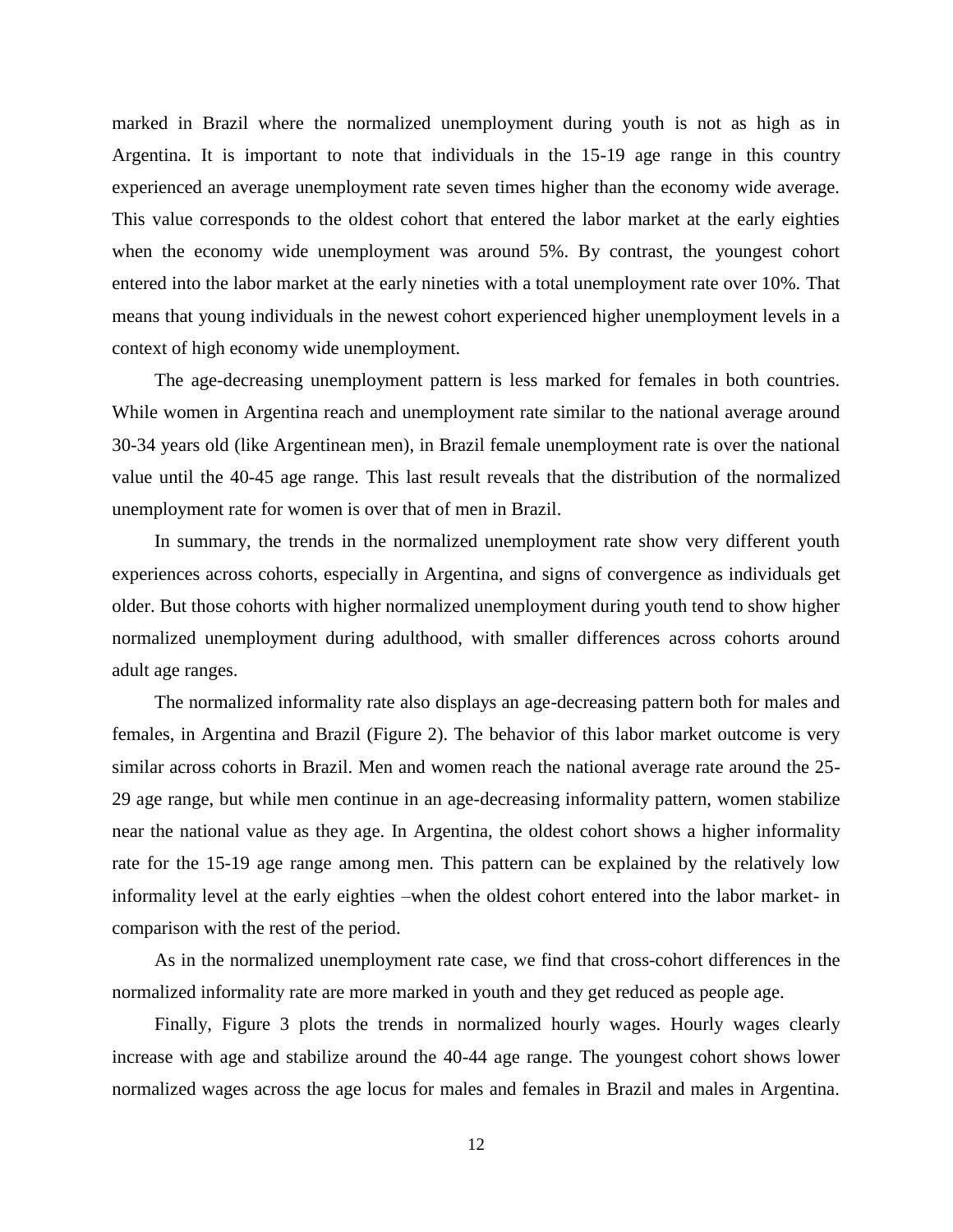marked in Brazil where the normalized unemployment during youth is not as high as in Argentina. It is important to note that individuals in the 15-19 age range in this country experienced an average unemployment rate seven times higher than the economy wide average. This value corresponds to the oldest cohort that entered the labor market at the early eighties when the economy wide unemployment was around 5%. By contrast, the youngest cohort entered into the labor market at the early nineties with a total unemployment rate over 10%. That means that young individuals in the newest cohort experienced higher unemployment levels in a context of high economy wide unemployment.

The age-decreasing unemployment pattern is less marked for females in both countries. While women in Argentina reach and unemployment rate similar to the national average around 30-34 years old (like Argentinean men), in Brazil female unemployment rate is over the national value until the 40-45 age range. This last result reveals that the distribution of the normalized unemployment rate for women is over that of men in Brazil.

In summary, the trends in the normalized unemployment rate show very different youth experiences across cohorts, especially in Argentina, and signs of convergence as individuals get older. But those cohorts with higher normalized unemployment during youth tend to show higher normalized unemployment during adulthood, with smaller differences across cohorts around adult age ranges.

The normalized informality rate also displays an age-decreasing pattern both for males and females, in Argentina and Brazil (Figure 2). The behavior of this labor market outcome is very similar across cohorts in Brazil. Men and women reach the national average rate around the 25-29 age range, but while men continue in an age-decreasing informality pattern, women stabilize near the national value as they age. In Argentina, the oldest cohort shows a higher informality rate for the 15-19 age range among men. This pattern can be explained by the relatively low informality level at the early eighties –when the oldest cohort entered into the labor market- in comparison with the rest of the period.

As in the normalized unemployment rate case, we find that cross-cohort differences in the normalized informality rate are more marked in youth and they get reduced as people age.

Finally, Figure 3 plots the trends in normalized hourly wages. Hourly wages clearly increase with age and stabilize around the 40-44 age range. The youngest cohort shows lower normalized wages across the age locus for males and females in Brazil and males in Argentina.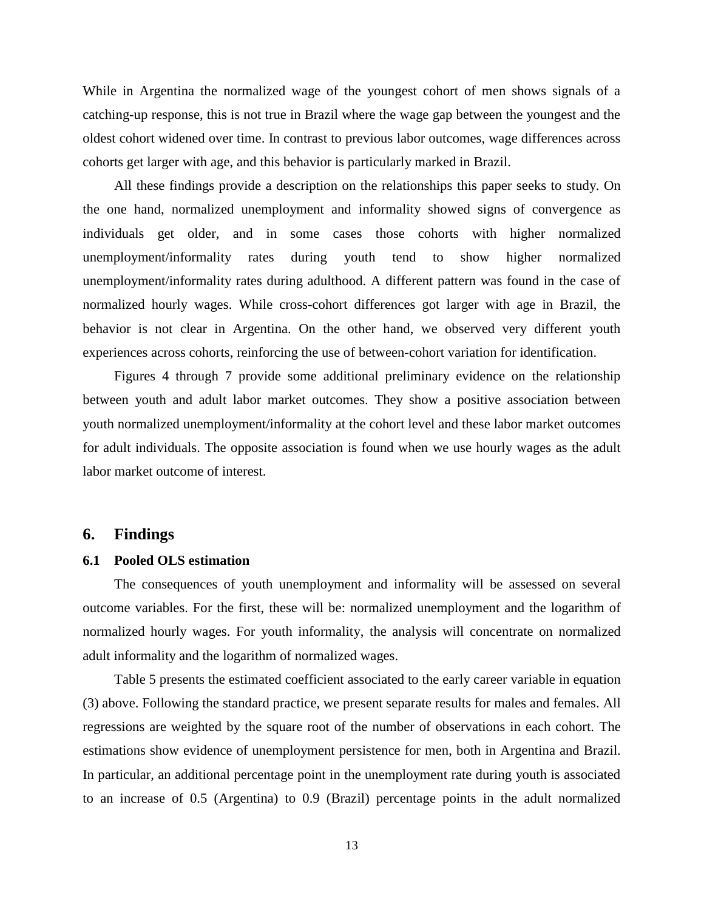While in Argentina the normalized wage of the youngest cohort of men shows signals of a catching-up response, this is not true in Brazil where the wage gap between the youngest and the oldest cohort widened over time. In contrast to previous labor outcomes, wage differences across cohorts get larger with age, and this behavior is particularly marked in Brazil.

All these findings provide a description on the relationships this paper seeks to study. On the one hand, normalized unemployment and informality showed signs of convergence as individuals get older, and in some cases those cohorts with higher normalized unemployment/informality rates during youth tend to show higher normalized unemployment/informality rates during adulthood. A different pattern was found in the case of normalized hourly wages. While cross-cohort differences got larger with age in Brazil, the behavior is not clear in Argentina. On the other hand, we observed very different youth experiences across cohorts, reinforcing the use of between-cohort variation for identification.

Figures 4 through 7 provide some additional preliminary evidence on the relationship between youth and adult labor market outcomes. They show a positive association between youth normalized unemployment/informality at the cohort level and these labor market outcomes for adult individuals. The opposite association is found when we use hourly wages as the adult labor market outcome of interest.

## 6. Findings

### 6.1 Pooled OLS estimation

The consequences of youth unemployment and informality will be assessed on several outcome variables. For the first, these will be: normalized unemployment and the logarithm of normalized hourly wages. For youth informality, the analysis will concentrate on normalized adult informality and the logarithm of normalized wages.

Table 5 presents the estimated coefficient associated to the early career variable in equation (3) above. Following the standard practice, we present separate results for males and females. All regressions are weighted by the square root of the number of observations in each cohort. The estimations show evidence of unemployment persistence for men, both in Argentina and Brazil. In particular, an additional percentage point in the unemployment rate during youth is associated to an increase of 0.5 (Argentina) to 0.9 (Brazil) percentage points in the adult normalized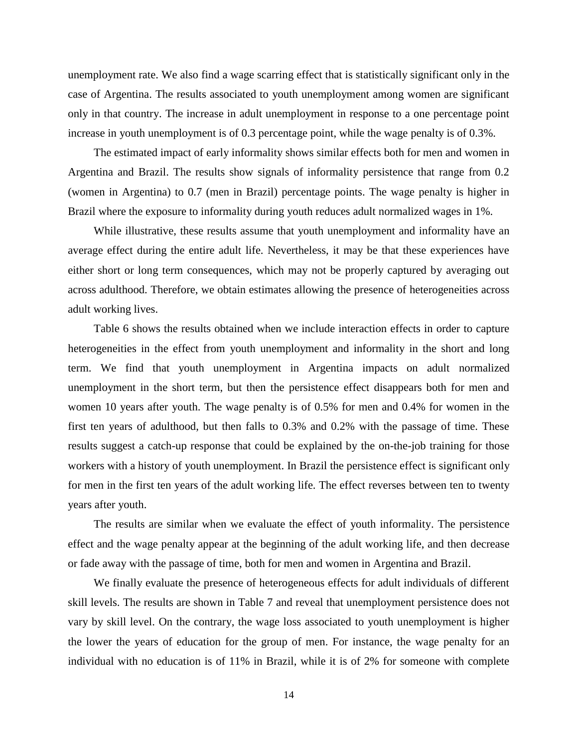unemployment rate. We also find a wage scarring effect that is statistically significant only in the case of Argentina. The results associated to youth unemployment among women are significant only in that country. The increase in adult unemployment in response to a one percentage point increase in youth unemployment is of 0.3 percentage point, while the wage penalty is of 0.3%.

The estimated impact of early informality shows similar effects both for men and women in Argentina and Brazil. The results show signals of informality persistence that range from 0.2 (women in Argentina) to 0.7 (men in Brazil) percentage points. The wage penalty is higher in Brazil where the exposure to informality during youth reduces adult normalized wages in 1%.

While illustrative, these results assume that youth unemployment and informality have an average effect during the entire adult life. Nevertheless, it may be that these experiences have either short or long term consequences, which may not be properly captured by averaging out across adulthood. Therefore, we obtain estimates allowing the presence of heterogeneities across adult working lives.

Table 6 shows the results obtained when we include interaction effects in order to capture heterogeneities in the effect from youth unemployment and informality in the short and long term. We find that youth unemployment in Argentina impacts on adult normalized unemployment in the short term, but then the persistence effect disappears both for men and women 10 years after youth. The wage penalty is of 0.5% for men and 0.4% for women in the first ten years of adulthood, but then falls to 0.3% and 0.2% with the passage of time. These results suggest a catch-up response that could be explained by the on-the-job training for those workers with a history of youth unemployment. In Brazil the persistence effect is significant only for men in the first ten years of the adult working life. The effect reverses between ten to twenty years after youth.

The results are similar when we evaluate the effect of youth informality. The persistence effect and the wage penalty appear at the beginning of the adult working life, and then decrease or fade away with the passage of time, both for men and women in Argentina and Brazil.

We finally evaluate the presence of heterogeneous effects for adult individuals of different skill levels. The results are shown in Table 7 and reveal that unemployment persistence does not vary by skill level. On the contrary, the wage loss associated to youth unemployment is higher the lower the years of education for the group of men. For instance, the wage penalty for an individual with no education is of 11% in Brazil, while it is of 2% for someone with complete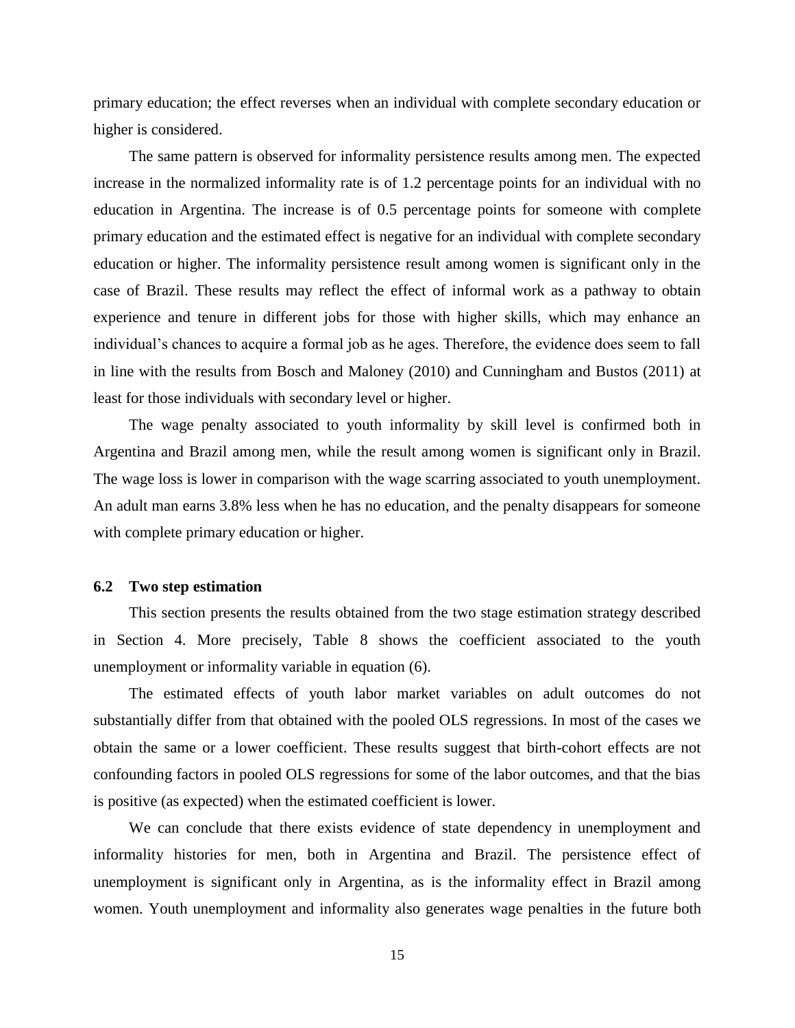primary education; the effect reverses when an individual with complete secondary education or higher is considered.

The same pattern is observed for informality persistence results among men. The expected increase in the normalized informality rate is of 1.2 percentage points for an individual with no education in Argentina. The increase is of 0.5 percentage points for someone with complete primary education and the estimated effect is negative for an individual with complete secondary education or higher. The informality persistence result among women is significant only in the case of Brazil. These results may reflect the effect of informal work as a pathway to obtain experience and tenure in different jobs for those with higher skills, which may enhance an individual's chances to acquire a formal job as he ages. Therefore, the evidence does seem to fall in line with the results from Bosch and Maloney (2010) and Cunningham and Bustos (2011) at least for those individuals with secondary level or higher.

The wage penalty associated to youth informality by skill level is confirmed both in Argentina and Brazil among men, while the result among women is significant only in Brazil. The wage loss is lower in comparison with the wage scarring associated to youth unemployment. An adult man earns 3.8% less when he has no education, and the penalty disappears for someone with complete primary education or higher.

### 6.2 Two step estimation

This section presents the results obtained from the two stage estimation strategy described in Section 4. More precisely, Table 8 shows the coefficient associated to the youth unemployment or informality variable in equation (6).

The estimated effects of youth labor market variables on adult outcomes do not substantially differ from that obtained with the pooled OLS regressions. In most of the cases we obtain the same or a lower coefficient. These results suggest that birth-cohort effects are not confounding factors in pooled OLS regressions for some of the labor outcomes, and that the bias is positive (as expected) when the estimated coefficient is lower.

We can conclude that there exists evidence of state dependency in unemployment and informality histories for men, both in Argentina and Brazil. The persistence effect of unemployment is significant only in Argentina, as is the informality effect in Brazil among women. Youth unemployment and informality also generates wage penalties in the future both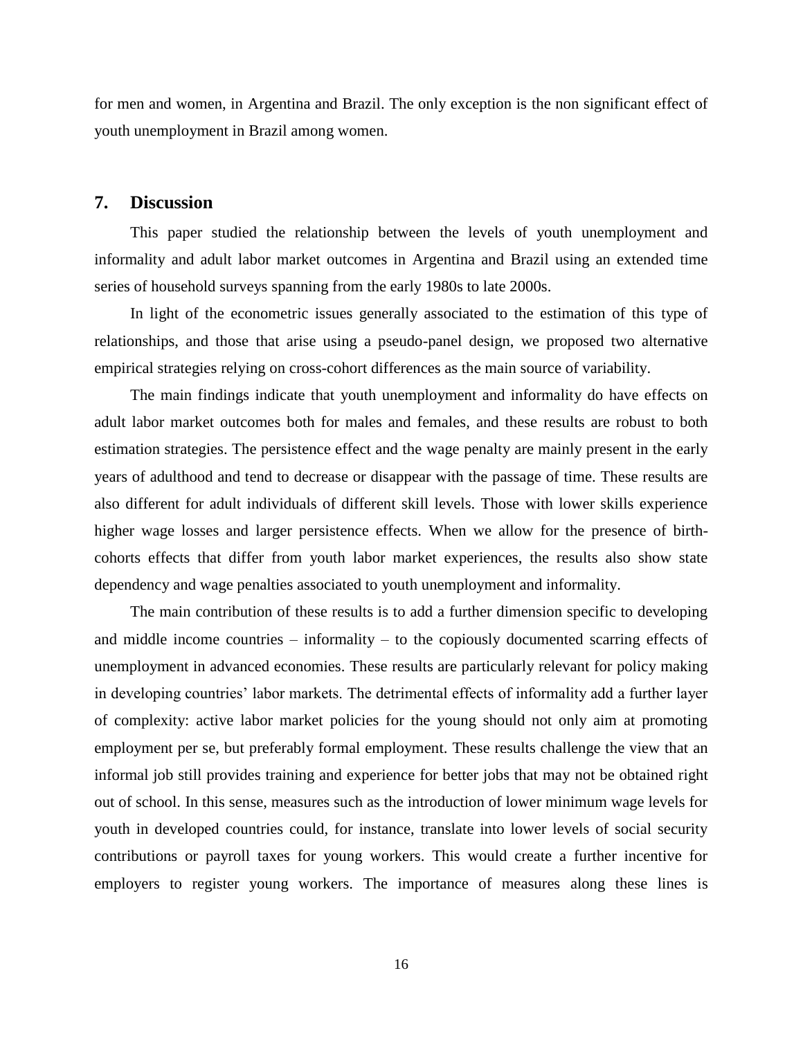for men and women, in Argentina and Brazil. The only exception is the non significant effect of youth unemployment in Brazil among women.

## 7. Discussion

This paper studied the relationship between the levels of youth unemployment and informality and adult labor market outcomes in Argentina and Brazil using an extended time series of household surveys spanning from the early 1980s to late 2000s.

In light of the econometric issues generally associated to the estimation of this type of relationships, and those that arise using a pseudo-panel design, we proposed two alternative empirical strategies relying on cross-cohort differences as the main source of variability.

The main findings indicate that youth unemployment and informality do have effects on adult labor market outcomes both for males and females, and these results are robust to both estimation strategies. The persistence effect and the wage penalty are mainly present in the early years of adulthood and tend to decrease or disappear with the passage of time. These results are also different for adult individuals of different skill levels. Those with lower skills experience higher wage losses and larger persistence effects. When we allow for the presence of birth-cohorts effects that differ from youth labor market experiences, the results also show state dependency and wage penalties associated to youth unemployment and informality.

The main contribution of these results is to add a further dimension specific to developing and middle income countries – informality – to the copiously documented scarring effects of unemployment in advanced economies. These results are particularly relevant for policy making in developing countries' labor markets. The detrimental effects of informality add a further layer of complexity: active labor market policies for the young should not only aim at promoting employment per se, but preferably formal employment. These results challenge the view that an informal job still provides training and experience for better jobs that may not be obtained right out of school. In this sense, measures such as the introduction of lower minimum wage levels for youth in developed countries could, for instance, translate into lower levels of social security contributions or payroll taxes for young workers. This would create a further incentive for employers to register young workers. The importance of measures along these lines is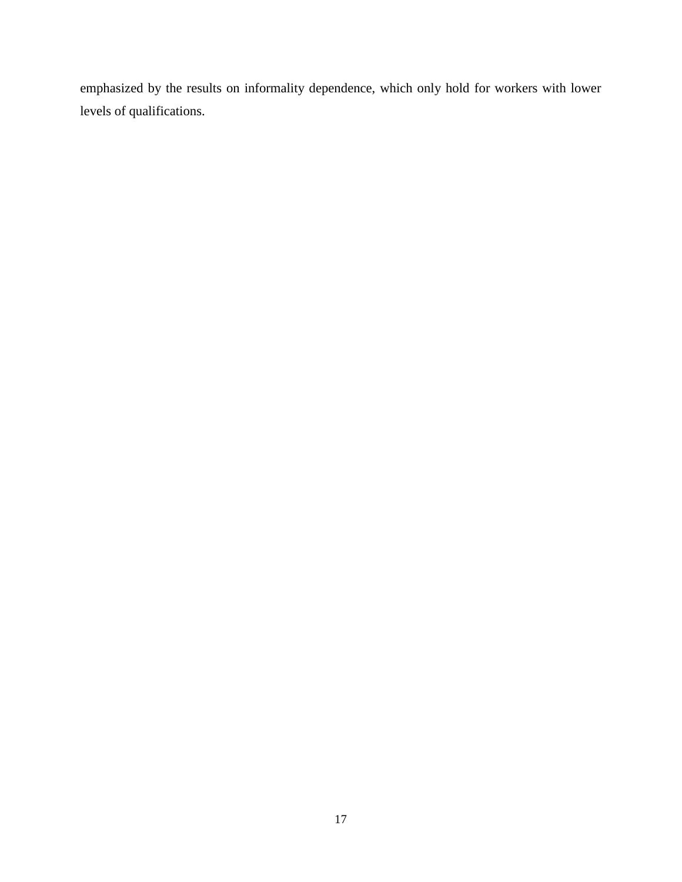emphasized by the results on informality dependence, which only hold for workers with lower levels of qualifications.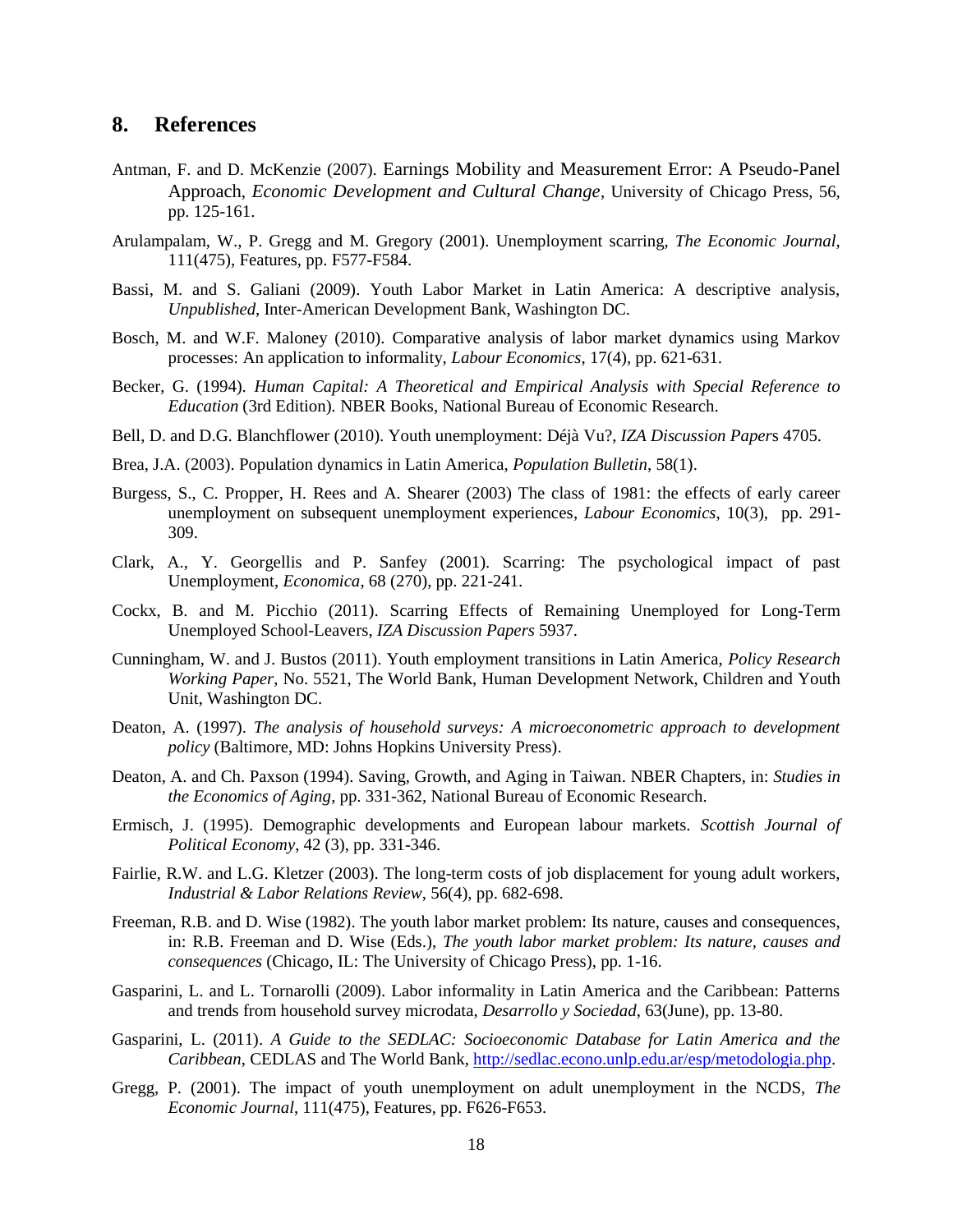## 8. References

Antman, F. and D. McKenzie (2007). Earnings Mobility and Measurement Error: A Pseudo-Panel Approach, *Economic Development and Cultural Change*, University of Chicago Press, 56, pp. 125-161.

Arulampalam, W., P. Gregg and M. Gregory (2001). Unemployment scarring, *The Economic Journal*, 111(475), Features, pp. F577-F584.

Bassi, M. and S. Galiani (2009). Youth Labor Market in Latin America: A descriptive analysis, *Unpublished*, Inter-American Development Bank, Washington DC.

Bosch, M. and W.F. Maloney (2010). Comparative analysis of labor market dynamics using Markov processes: An application to informality, *Labour Economics*, 17(4), pp. 621-631.

Becker, G. (1994). *Human Capital: A Theoretical and Empirical Analysis with Special Reference to Education* (3rd Edition). NBER Books, National Bureau of Economic Research.

Bell, D. and D.G. Blanchflower (2010). Youth unemployment: Déjà Vu?, *IZA Discussion Papers* 4705.

Brea, J.A. (2003). Population dynamics in Latin America, *Population Bulletin*, 58(1).

Burgess, S., C. Propper, H. Rees and A. Shearer (2003) The class of 1981: the effects of early career unemployment on subsequent unemployment experiences, *Labour Economics*, 10(3), pp. 291-309.

Clark, A., Y. Georgellis and P. Sanfey (2001). Scarring: The psychological impact of past Unemployment, *Economica*, 68 (270), pp. 221-241.

Cockx, B. and M. Picchio (2011). Scarring Effects of Remaining Unemployed for Long-Term Unemployed School-Leavers, *IZA Discussion Papers* 5937.

Cunningham, W. and J. Bustos (2011). Youth employment transitions in Latin America, *Policy Research Working Paper*, No. 5521, The World Bank, Human Development Network, Children and Youth Unit, Washington DC.

Deaton, A. (1997). *The analysis of household surveys: A microeconometric approach to development policy* (Baltimore, MD: Johns Hopkins University Press).

Deaton, A. and Ch. Paxson (1994). Saving, Growth, and Aging in Taiwan. NBER Chapters, in: *Studies in the Economics of Aging*, pp. 331-362, National Bureau of Economic Research.

Ermisch, J. (1995). Demographic developments and European labour markets. *Scottish Journal of Political Economy*, 42 (3), pp. 331-346.

Fairlie, R.W. and L.G. Kletzer (2003). The long-term costs of job displacement for young adult workers, *Industrial & Labor Relations Review*, 56(4), pp. 682-698.

Freeman, R.B. and D. Wise (1982). The youth labor market problem: Its nature, causes and consequences, in: R.B. Freeman and D. Wise (Eds.), *The youth labor market problem: Its nature, causes and consequences* (Chicago, IL: The University of Chicago Press), pp. 1-16.

Gasparini, L. and L. Tornarolli (2009). Labor informality in Latin America and the Caribbean: Patterns and trends from household survey microdata, *Desarrollo y Sociedad*, 63(June), pp. 13-80.

Gasparini, L. (2011). *A Guide to the SEDLAC: Socioeconomic Database for Latin America and the Caribbean*, CEDLAS and The World Bank, http://sedlac.econo.unlp.edu.ar/esp/metodologia.php.

Gregg, P. (2001). The impact of youth unemployment on adult unemployment in the NCDS, *The Economic Journal*, 111(475), Features, pp. F626-F653.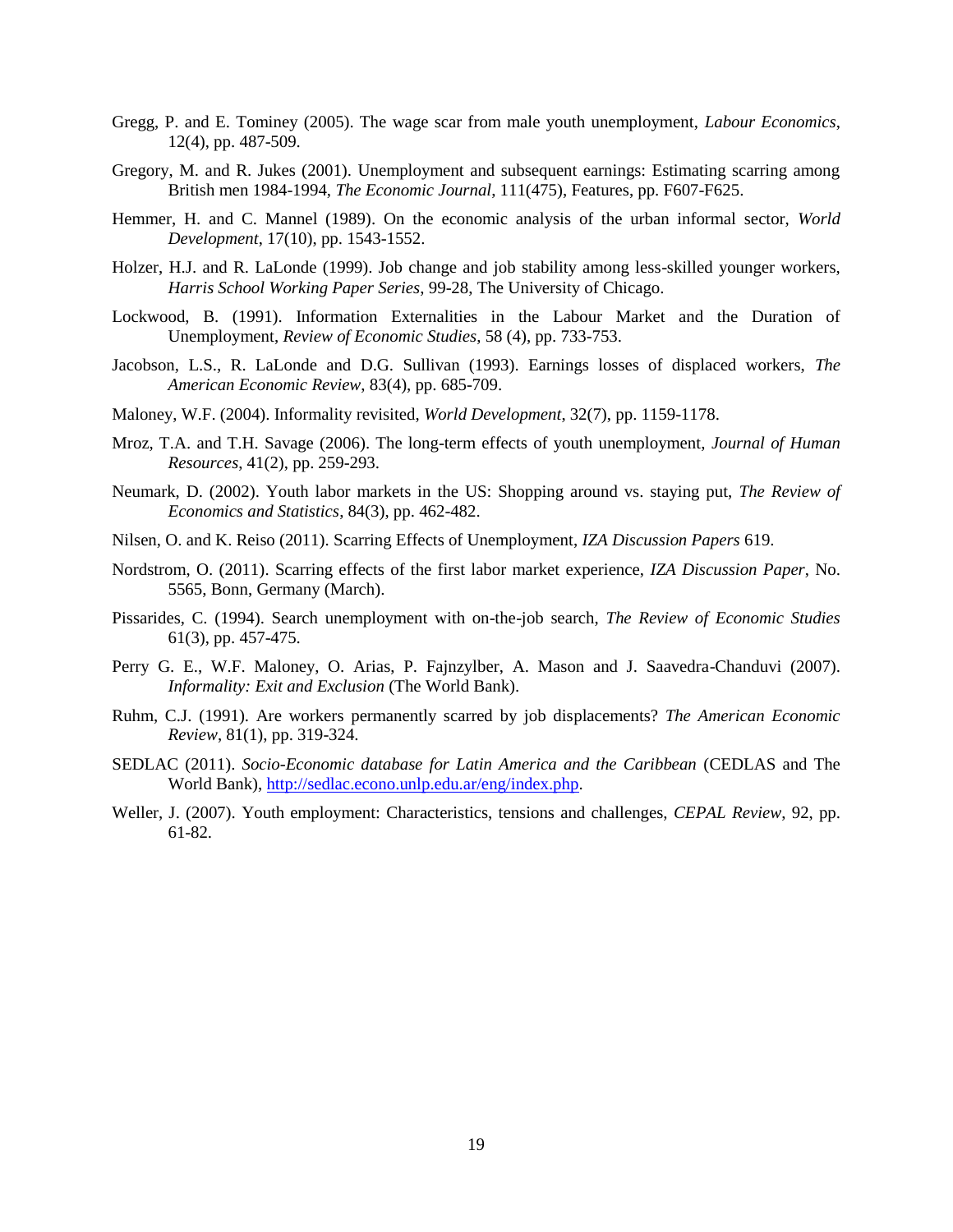Gregg, P. and E. Tominey (2005). The wage scar from male youth unemployment, *Labour Economics*, 12(4), pp. 487-509.

Gregory, M. and R. Jukes (2001). Unemployment and subsequent earnings: Estimating scarring among British men 1984-1994, *The Economic Journal*, 111(475), Features, pp. F607-F625.

Hemmer, H. and C. Mannel (1989). On the economic analysis of the urban informal sector, *World Development*, 17(10), pp. 1543-1552.

Holzer, H.J. and R. LaLonde (1999). Job change and job stability among less-skilled younger workers, *Harris School Working Paper Series*, 99-28, The University of Chicago.

Lockwood, B. (1991). Information Externalities in the Labour Market and the Duration of Unemployment, *Review of Economic Studies*, 58 (4), pp. 733-753.

Jacobson, L.S., R. LaLonde and D.G. Sullivan (1993). Earnings losses of displaced workers, *The American Economic Review*, 83(4), pp. 685-709.

Maloney, W.F. (2004). Informality revisited, *World Development*, 32(7), pp. 1159-1178.

Mroz, T.A. and T.H. Savage (2006). The long-term effects of youth unemployment, *Journal of Human Resources*, 41(2), pp. 259-293.

Neumark, D. (2002). Youth labor markets in the US: Shopping around vs. staying put, *The Review of Economics and Statistics*, 84(3), pp. 462-482.

Nilsen, O. and K. Reiso (2011). Scarring Effects of Unemployment, *IZA Discussion Papers* 619.

Nordstrom, O. (2011). Scarring effects of the first labor market experience, *IZA Discussion Paper*, No. 5565, Bonn, Germany (March).

Pissarides, C. (1994). Search unemployment with on-the-job search, *The Review of Economic Studies* 61(3), pp. 457-475.

Perry G. E., W.F. Maloney, O. Arias, P. Fajnzylber, A. Mason and J. Saavedra-Chanduvi (2007). *Informality: Exit and Exclusion* (The World Bank).

Ruhm, C.J. (1991). Are workers permanently scarred by job displacements? *The American Economic Review*, 81(1), pp. 319-324.

SEDLAC (2011). *Socio-Economic database for Latin America and the Caribbean* (CEDLAS and The World Bank), http://sedlac.econo.unlp.edu.ar/eng/index.php.

Weller, J. (2007). Youth employment: Characteristics, tensions and challenges, *CEPAL Review*, 92, pp. 61-82.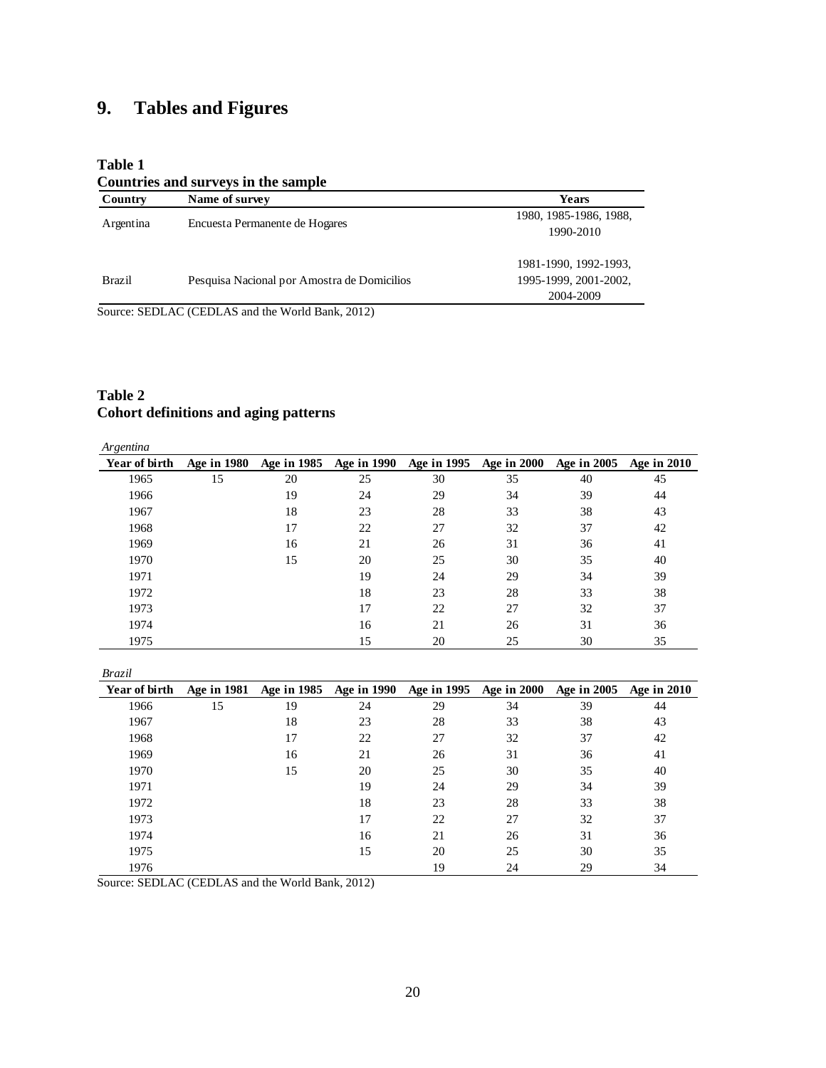# 9. Tables and Figures

**Table 1**
**Countries and surveys in the sample**

| Country | Name of survey | Years |
|---|---|---|
| Argentina | Encuesta Permanente de Hogares | 1980, 1985-1986, 1988, 1990-2010 |
| Brazil | Pesquisa Nacional por Amostra de Domicilios | 1981-1990, 1992-1993, 1995-1999, 2001-2002, 2004-2009 |

Source: SEDLAC (CEDLAS and the World Bank, 2012)

**Table 2**
**Cohort definitions and aging patterns**

*Argentina*

| Year of birth | Age in 1980 | Age in 1985 | Age in 1990 | Age in 1995 | Age in 2000 | Age in 2005 | Age in 2010 |
|---|---|---|---|---|---|---|---|
| 1965 | 15 | 20 | 25 | 30 | 35 | 40 | 45 |
| 1966 | | 19 | 24 | 29 | 34 | 39 | 44 |
| 1967 | | 18 | 23 | 28 | 33 | 38 | 43 |
| 1968 | | 17 | 22 | 27 | 32 | 37 | 42 |
| 1969 | | 16 | 21 | 26 | 31 | 36 | 41 |
| 1970 | | 15 | 20 | 25 | 30 | 35 | 40 |
| 1971 | | | 19 | 24 | 29 | 34 | 39 |
| 1972 | | | 18 | 23 | 28 | 33 | 38 |
| 1973 | | | 17 | 22 | 27 | 32 | 37 |
| 1974 | | | 16 | 21 | 26 | 31 | 36 |
| 1975 | | | 15 | 20 | 25 | 30 | 35 |

*Brazil*

| Year of birth | Age in 1981 | Age in 1985 | Age in 1990 | Age in 1995 | Age in 2000 | Age in 2005 | Age in 2010 |
|---|---|---|---|---|---|---|---|
| 1966 | 15 | 19 | 24 | 29 | 34 | 39 | 44 |
| 1967 | | 18 | 23 | 28 | 33 | 38 | 43 |
| 1968 | | 17 | 22 | 27 | 32 | 37 | 42 |
| 1969 | | 16 | 21 | 26 | 31 | 36 | 41 |
| 1970 | | 15 | 20 | 25 | 30 | 35 | 40 |
| 1971 | | | 19 | 24 | 29 | 34 | 39 |
| 1972 | | | 18 | 23 | 28 | 33 | 38 |
| 1973 | | | 17 | 22 | 27 | 32 | 37 |
| 1974 | | | 16 | 21 | 26 | 31 | 36 |
| 1975 | | | 15 | 20 | 25 | 30 | 35 |
| 1976 | | | | 19 | 24 | 29 | 34 |

Source: SEDLAC (CEDLAS and the World Bank, 2012)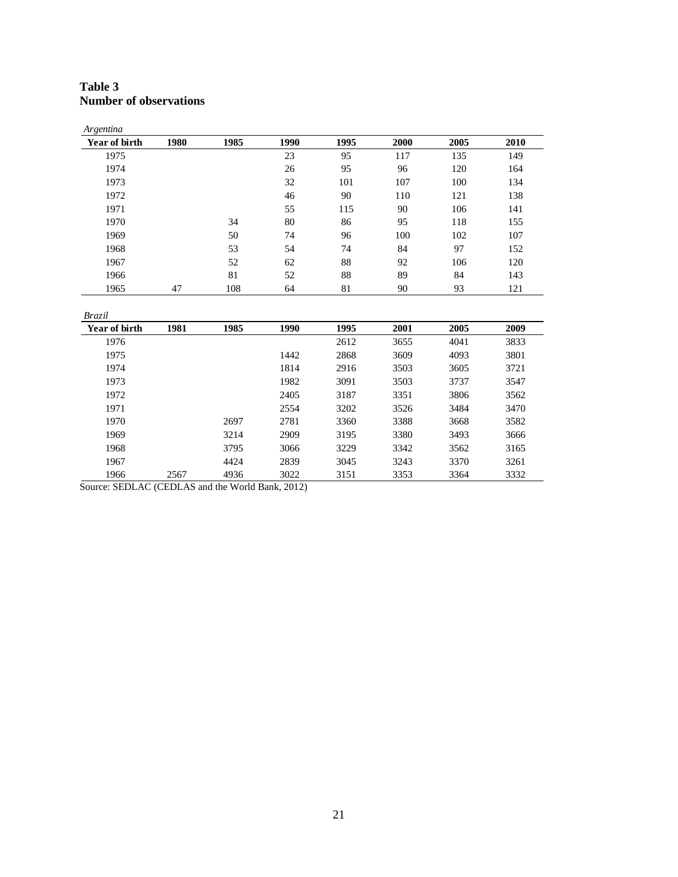**Table 3**
**Number of observations**

*Argentina*

| Year of birth | 1980 | 1985 | 1990 | 1995 | 2000 | 2005 | 2010 |
|---|---|---|---|---|---|---|---|
| 1975 | | | 23 | 95 | 117 | 135 | 149 |
| 1974 | | | 26 | 95 | 96 | 120 | 164 |
| 1973 | | | 32 | 101 | 107 | 100 | 134 |
| 1972 | | | 46 | 90 | 110 | 121 | 138 |
| 1971 | | | 55 | 115 | 90 | 106 | 141 |
| 1970 | | 34 | 80 | 86 | 95 | 118 | 155 |
| 1969 | | 50 | 74 | 96 | 100 | 102 | 107 |
| 1968 | | 53 | 54 | 74 | 84 | 97 | 152 |
| 1967 | | 52 | 62 | 88 | 92 | 106 | 120 |
| 1966 | | 81 | 52 | 88 | 89 | 84 | 143 |
| 1965 | 47 | 108 | 64 | 81 | 90 | 93 | 121 |

*Brazil*

| Year of birth | 1981 | 1985 | 1990 | 1995 | 2001 | 2005 | 2009 |
|---|---|---|---|---|---|---|---|
| 1976 | | | | 2612 | 3655 | 4041 | 3833 |
| 1975 | | | 1442 | 2868 | 3609 | 4093 | 3801 |
| 1974 | | | 1814 | 2916 | 3503 | 3605 | 3721 |
| 1973 | | | 1982 | 3091 | 3503 | 3737 | 3547 |
| 1972 | | | 2405 | 3187 | 3351 | 3806 | 3562 |
| 1971 | | | 2554 | 3202 | 3526 | 3484 | 3470 |
| 1970 | | 2697 | 2781 | 3360 | 3388 | 3668 | 3582 |
| 1969 | | 3214 | 2909 | 3195 | 3380 | 3493 | 3666 |
| 1968 | | 3795 | 3066 | 3229 | 3342 | 3562 | 3165 |
| 1967 | | 4424 | 2839 | 3045 | 3243 | 3370 | 3261 |
| 1966 | 2567 | 4936 | 3022 | 3151 | 3353 | 3364 | 3332 |

Source: SEDLAC (CEDLAS and the World Bank, 2012)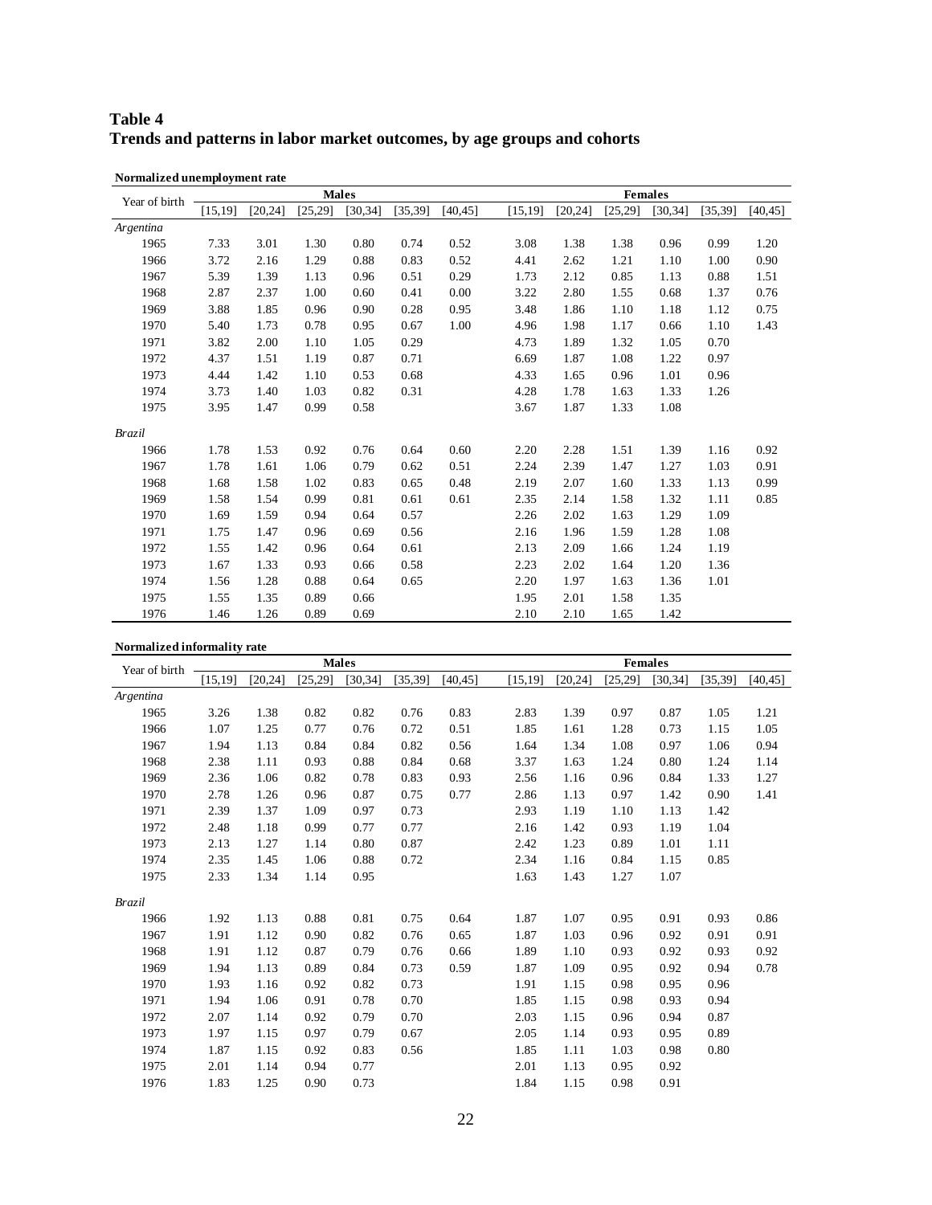# Table 4
## Trends and patterns in labor market outcomes, by age groups and cohorts

**Normalized unemployment rate**

| Year of birth | Males | | | | | | Females | | | | | |
|---|---|---|---|---|---|---|---|---|---|---|---|---|
| | [15,19] | [20,24] | [25,29] | [30,34] | [35,39] | [40,45] | [15,19] | [20,24] | [25,29] | [30,34] | [35,39] | [40,45] |
| *Argentina* | | | | | | | | | | | | |
| 1965 | 7.33 | 3.01 | 1.30 | 0.80 | 0.74 | 0.52 | 3.08 | 1.38 | 1.38 | 0.96 | 0.99 | 1.20 |
| 1966 | 3.72 | 2.16 | 1.29 | 0.88 | 0.83 | 0.52 | 4.41 | 2.62 | 1.21 | 1.10 | 1.00 | 0.90 |
| 1967 | 5.39 | 1.39 | 1.13 | 0.96 | 0.51 | 0.29 | 1.73 | 2.12 | 0.85 | 1.13 | 0.88 | 1.51 |
| 1968 | 2.87 | 2.37 | 1.00 | 0.60 | 0.41 | 0.00 | 3.22 | 2.80 | 1.55 | 0.68 | 1.37 | 0.76 |
| 1969 | 3.88 | 1.85 | 0.96 | 0.90 | 0.28 | 0.95 | 3.48 | 1.86 | 1.10 | 1.18 | 1.12 | 0.75 |
| 1970 | 5.40 | 1.73 | 0.78 | 0.95 | 0.67 | 1.00 | 4.96 | 1.98 | 1.17 | 0.66 | 1.10 | 1.43 |
| 1971 | 3.82 | 2.00 | 1.10 | 1.05 | 0.29 | | 4.73 | 1.89 | 1.32 | 1.05 | 0.70 | |
| 1972 | 4.37 | 1.51 | 1.19 | 0.87 | 0.71 | | 6.69 | 1.87 | 1.08 | 1.22 | 0.97 | |
| 1973 | 4.44 | 1.42 | 1.10 | 0.53 | 0.68 | | 4.33 | 1.65 | 0.96 | 1.01 | 0.96 | |
| 1974 | 3.73 | 1.40 | 1.03 | 0.82 | 0.31 | | 4.28 | 1.78 | 1.63 | 1.33 | 1.26 | |
| 1975 | 3.95 | 1.47 | 0.99 | 0.58 | | | 3.67 | 1.87 | 1.33 | 1.08 | | |
| *Brazil* | | | | | | | | | | | | |
| 1966 | 1.78 | 1.53 | 0.92 | 0.76 | 0.64 | 0.60 | 2.20 | 2.28 | 1.51 | 1.39 | 1.16 | 0.92 |
| 1967 | 1.78 | 1.61 | 1.06 | 0.79 | 0.62 | 0.51 | 2.24 | 2.39 | 1.47 | 1.27 | 1.03 | 0.91 |
| 1968 | 1.68 | 1.58 | 1.02 | 0.83 | 0.65 | 0.48 | 2.19 | 2.07 | 1.60 | 1.33 | 1.13 | 0.99 |
| 1969 | 1.58 | 1.54 | 0.99 | 0.81 | 0.61 | 0.61 | 2.35 | 2.14 | 1.58 | 1.32 | 1.11 | 0.85 |
| 1970 | 1.69 | 1.59 | 0.94 | 0.64 | 0.57 | | 2.26 | 2.02 | 1.63 | 1.29 | 1.09 | |
| 1971 | 1.75 | 1.47 | 0.96 | 0.69 | 0.56 | | 2.16 | 1.96 | 1.59 | 1.28 | 1.08 | |
| 1972 | 1.55 | 1.42 | 0.96 | 0.64 | 0.61 | | 2.13 | 2.09 | 1.66 | 1.24 | 1.19 | |
| 1973 | 1.67 | 1.33 | 0.93 | 0.66 | 0.58 | | 2.23 | 2.02 | 1.64 | 1.20 | 1.36 | |
| 1974 | 1.56 | 1.28 | 0.88 | 0.64 | 0.65 | | 2.20 | 1.97 | 1.63 | 1.36 | 1.01 | |
| 1975 | 1.55 | 1.35 | 0.89 | 0.66 | | | 1.95 | 2.01 | 1.58 | 1.35 | | |
| 1976 | 1.46 | 1.26 | 0.89 | 0.69 | | | 2.10 | 2.10 | 1.65 | 1.42 | | |

**Normalized informality rate**

| Year of birth | Males | | | | | | Females | | | | | |
|---|---|---|---|---|---|---|---|---|---|---|---|---|
| | [15,19] | [20,24] | [25,29] | [30,34] | [35,39] | [40,45] | [15,19] | [20,24] | [25,29] | [30,34] | [35,39] | [40,45] |
| *Argentina* | | | | | | | | | | | | |
| 1965 | 3.26 | 1.38 | 0.82 | 0.82 | 0.76 | 0.83 | 2.83 | 1.39 | 0.97 | 0.87 | 1.05 | 1.21 |
| 1966 | 1.07 | 1.25 | 0.77 | 0.76 | 0.72 | 0.51 | 1.85 | 1.61 | 1.28 | 0.73 | 1.15 | 1.05 |
| 1967 | 1.94 | 1.13 | 0.84 | 0.84 | 0.82 | 0.56 | 1.64 | 1.34 | 1.08 | 0.97 | 1.06 | 0.94 |
| 1968 | 2.38 | 1.11 | 0.93 | 0.88 | 0.84 | 0.68 | 3.37 | 1.63 | 1.24 | 0.80 | 1.24 | 1.14 |
| 1969 | 2.36 | 1.06 | 0.82 | 0.78 | 0.83 | 0.93 | 2.56 | 1.16 | 0.96 | 0.84 | 1.33 | 1.27 |
| 1970 | 2.78 | 1.26 | 0.96 | 0.87 | 0.75 | 0.77 | 2.86 | 1.13 | 0.97 | 1.42 | 0.90 | 1.41 |
| 1971 | 2.39 | 1.37 | 1.09 | 0.97 | 0.73 | | 2.93 | 1.19 | 1.10 | 1.13 | 1.42 | |
| 1972 | 2.48 | 1.18 | 0.99 | 0.77 | 0.77 | | 2.16 | 1.42 | 0.93 | 1.19 | 1.04 | |
| 1973 | 2.13 | 1.27 | 1.14 | 0.80 | 0.87 | | 2.42 | 1.23 | 0.89 | 1.01 | 1.11 | |
| 1974 | 2.35 | 1.45 | 1.06 | 0.88 | 0.72 | | 2.34 | 1.16 | 0.84 | 1.15 | 0.85 | |
| 1975 | 2.33 | 1.34 | 1.14 | 0.95 | | | 1.63 | 1.43 | 1.27 | 1.07 | | |
| *Brazil* | | | | | | | | | | | | |
| 1966 | 1.92 | 1.13 | 0.88 | 0.81 | 0.75 | 0.64 | 1.87 | 1.07 | 0.95 | 0.91 | 0.93 | 0.86 |
| 1967 | 1.91 | 1.12 | 0.90 | 0.82 | 0.76 | 0.65 | 1.87 | 1.03 | 0.96 | 0.92 | 0.91 | 0.91 |
| 1968 | 1.91 | 1.12 | 0.87 | 0.79 | 0.76 | 0.66 | 1.89 | 1.10 | 0.93 | 0.92 | 0.93 | 0.92 |
| 1969 | 1.94 | 1.13 | 0.89 | 0.84 | 0.73 | 0.59 | 1.87 | 1.09 | 0.95 | 0.92 | 0.94 | 0.78 |
| 1970 | 1.93 | 1.16 | 0.92 | 0.82 | 0.73 | | 1.91 | 1.15 | 0.98 | 0.95 | 0.96 | |
| 1971 | 1.94 | 1.06 | 0.91 | 0.78 | 0.70 | | 1.85 | 1.15 | 0.98 | 0.93 | 0.94 | |
| 1972 | 2.07 | 1.14 | 0.92 | 0.79 | 0.70 | | 2.03 | 1.15 | 0.96 | 0.94 | 0.87 | |
| 1973 | 1.97 | 1.15 | 0.97 | 0.79 | 0.67 | | 2.05 | 1.14 | 0.93 | 0.95 | 0.89 | |
| 1974 | 1.87 | 1.15 | 0.92 | 0.83 | 0.56 | | 1.85 | 1.11 | 1.03 | 0.98 | 0.80 | |
| 1975 | 2.01 | 1.14 | 0.94 | 0.77 | | | 2.01 | 1.13 | 0.95 | 0.92 | | |
| 1976 | 1.83 | 1.25 | 0.90 | 0.73 | | | 1.84 | 1.15 | 0.98 | 0.91 | | |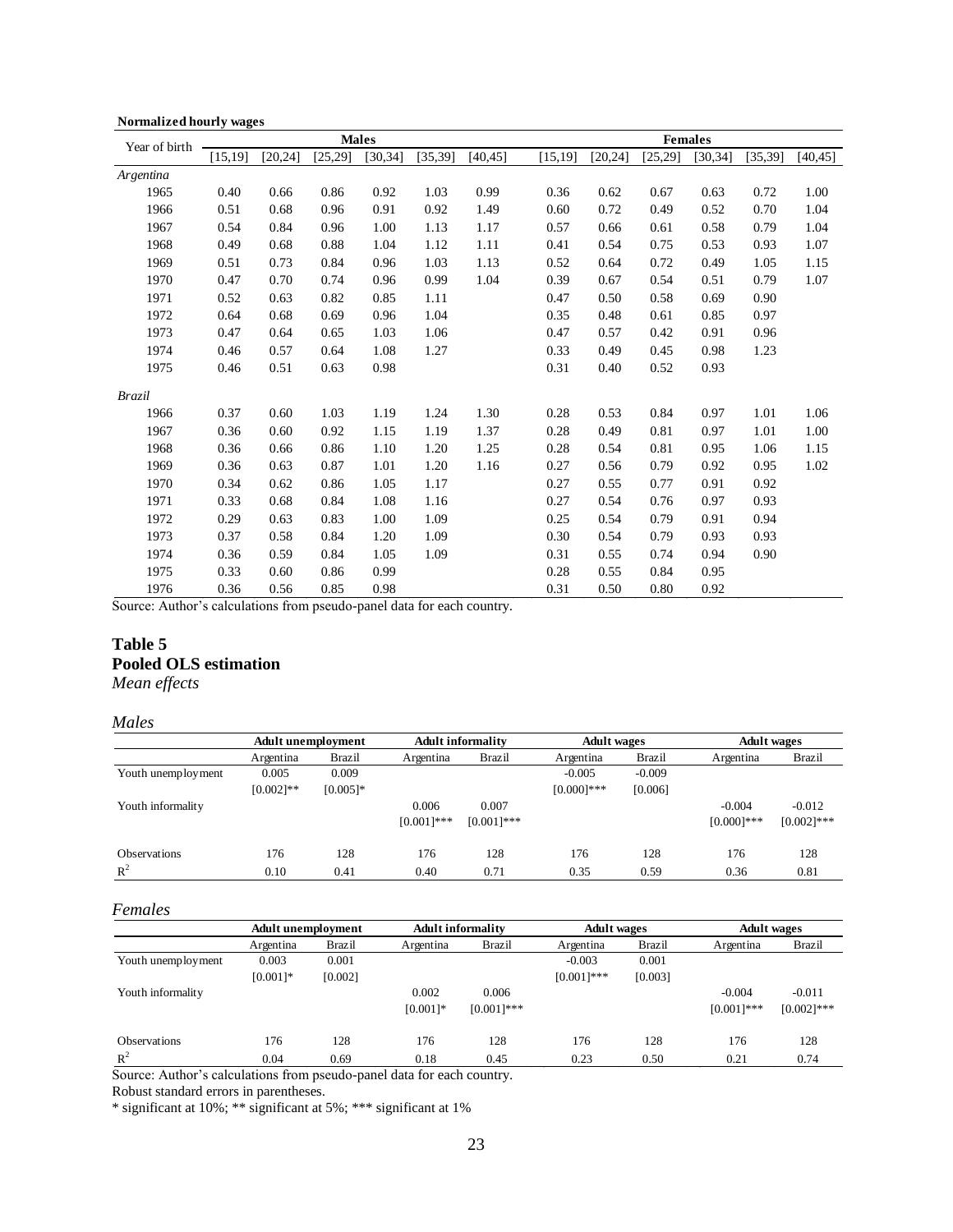**Normalized hourly wages**

| Year of birth | Males | | | | | | Females | | | | | |
|---|---|---|---|---|---|---|---|---|---|---|---|---|
| | [15,19] | [20,24] | [25,29] | [30,34] | [35,39] | [40,45] | [15,19] | [20,24] | [25,29] | [30,34] | [35,39] | [40,45] |
| *Argentina* | | | | | | | | | | | | |
| 1965 | 0.40 | 0.66 | 0.86 | 0.92 | 1.03 | 0.99 | 0.36 | 0.62 | 0.67 | 0.63 | 0.72 | 1.00 |
| 1966 | 0.51 | 0.68 | 0.96 | 0.91 | 0.92 | 1.49 | 0.60 | 0.72 | 0.49 | 0.52 | 0.70 | 1.04 |
| 1967 | 0.54 | 0.84 | 0.96 | 1.00 | 1.13 | 1.17 | 0.57 | 0.66 | 0.61 | 0.58 | 0.79 | 1.04 |
| 1968 | 0.49 | 0.68 | 0.88 | 1.04 | 1.12 | 1.11 | 0.41 | 0.54 | 0.75 | 0.53 | 0.93 | 1.07 |
| 1969 | 0.51 | 0.73 | 0.84 | 0.96 | 1.03 | 1.13 | 0.52 | 0.64 | 0.72 | 0.49 | 1.05 | 1.15 |
| 1970 | 0.47 | 0.70 | 0.74 | 0.96 | 0.99 | 1.04 | 0.39 | 0.67 | 0.54 | 0.51 | 0.79 | 1.07 |
| 1971 | 0.52 | 0.63 | 0.82 | 0.85 | 1.11 | | 0.47 | 0.50 | 0.58 | 0.69 | 0.90 | |
| 1972 | 0.64 | 0.68 | 0.69 | 0.96 | 1.04 | | 0.35 | 0.48 | 0.61 | 0.85 | 0.97 | |
| 1973 | 0.47 | 0.64 | 0.65 | 1.03 | 1.06 | | 0.47 | 0.57 | 0.42 | 0.91 | 0.96 | |
| 1974 | 0.46 | 0.57 | 0.64 | 1.08 | 1.27 | | 0.33 | 0.49 | 0.45 | 0.98 | 1.23 | |
| 1975 | 0.46 | 0.51 | 0.63 | 0.98 | | | 0.31 | 0.40 | 0.52 | 0.93 | | |
| *Brazil* | | | | | | | | | | | | |
| 1966 | 0.37 | 0.60 | 1.03 | 1.19 | 1.24 | 1.30 | 0.28 | 0.53 | 0.84 | 0.97 | 1.01 | 1.06 |
| 1967 | 0.36 | 0.60 | 0.92 | 1.15 | 1.19 | 1.37 | 0.28 | 0.49 | 0.81 | 0.97 | 1.01 | 1.00 |
| 1968 | 0.36 | 0.66 | 0.86 | 1.10 | 1.20 | 1.25 | 0.28 | 0.54 | 0.81 | 0.95 | 1.06 | 1.15 |
| 1969 | 0.36 | 0.63 | 0.87 | 1.01 | 1.20 | 1.16 | 0.27 | 0.56 | 0.79 | 0.92 | 0.95 | 1.02 |
| 1970 | 0.34 | 0.62 | 0.86 | 1.05 | 1.17 | | 0.27 | 0.55 | 0.77 | 0.91 | 0.92 | |
| 1971 | 0.33 | 0.68 | 0.84 | 1.08 | 1.16 | | 0.27 | 0.54 | 0.76 | 0.97 | 0.93 | |
| 1972 | 0.29 | 0.63 | 0.83 | 1.00 | 1.09 | | 0.25 | 0.54 | 0.79 | 0.91 | 0.94 | |
| 1973 | 0.37 | 0.58 | 0.84 | 1.20 | 1.09 | | 0.30 | 0.54 | 0.79 | 0.93 | 0.93 | |
| 1974 | 0.36 | 0.59 | 0.84 | 1.05 | 1.09 | | 0.31 | 0.55 | 0.74 | 0.94 | 0.90 | |
| 1975 | 0.33 | 0.60 | 0.86 | 0.99 | | | 0.28 | 0.55 | 0.84 | 0.95 | | |
| 1976 | 0.36 | 0.56 | 0.85 | 0.98 | | | 0.31 | 0.50 | 0.80 | 0.92 | | |

Source: Author's calculations from pseudo-panel data for each country.

## Table 5
## Pooled OLS estimation
*Mean effects*

*Males*

| | Adult unemployment | | Adult informality | | Adult wages | | Adult wages | |
|---|---|---|---|---|---|---|---|---|
| | Argentina | Brazil | Argentina | Brazil | Argentina | Brazil | Argentina | Brazil |
| Youth unemployment | 0.005 | 0.009 | | | -0.005 | -0.009 | | |
| | [0.002]** | [0.005]* | | | [0.000]*** | [0.006] | | |
| Youth informality | | | 0.006 | 0.007 | | | -0.004 | -0.012 |
| | | | [0.001]*** | [0.001]*** | | | [0.000]*** | [0.002]*** |
| Observations | 176 | 128 | 176 | 128 | 176 | 128 | 176 | 128 |
| $R^2$ | 0.10 | 0.41 | 0.40 | 0.71 | 0.35 | 0.59 | 0.36 | 0.81 |

*Females*

| | Adult unemployment | | Adult informality | | Adult wages | | Adult wages | |
|---|---|---|---|---|---|---|---|---|
| | Argentina | Brazil | Argentina | Brazil | Argentina | Brazil | Argentina | Brazil |
| Youth unemployment | 0.003 | 0.001 | | | -0.003 | 0.001 | | |
| | [0.001]* | [0.002] | | | [0.001]*** | [0.003] | | |
| Youth informality | | | 0.002 | 0.006 | | | -0.004 | -0.011 |
| | | | [0.001]* | [0.001]*** | | | [0.001]*** | [0.002]*** |
| Observations | 176 | 128 | 176 | 128 | 176 | 128 | 176 | 128 |
| $R^2$ | 0.04 | 0.69 | 0.18 | 0.45 | 0.23 | 0.50 | 0.21 | 0.74 |

Source: Author's calculations from pseudo-panel data for each country.
Robust standard errors in parentheses.
* significant at 10%; ** significant at 5%; *** significant at 1%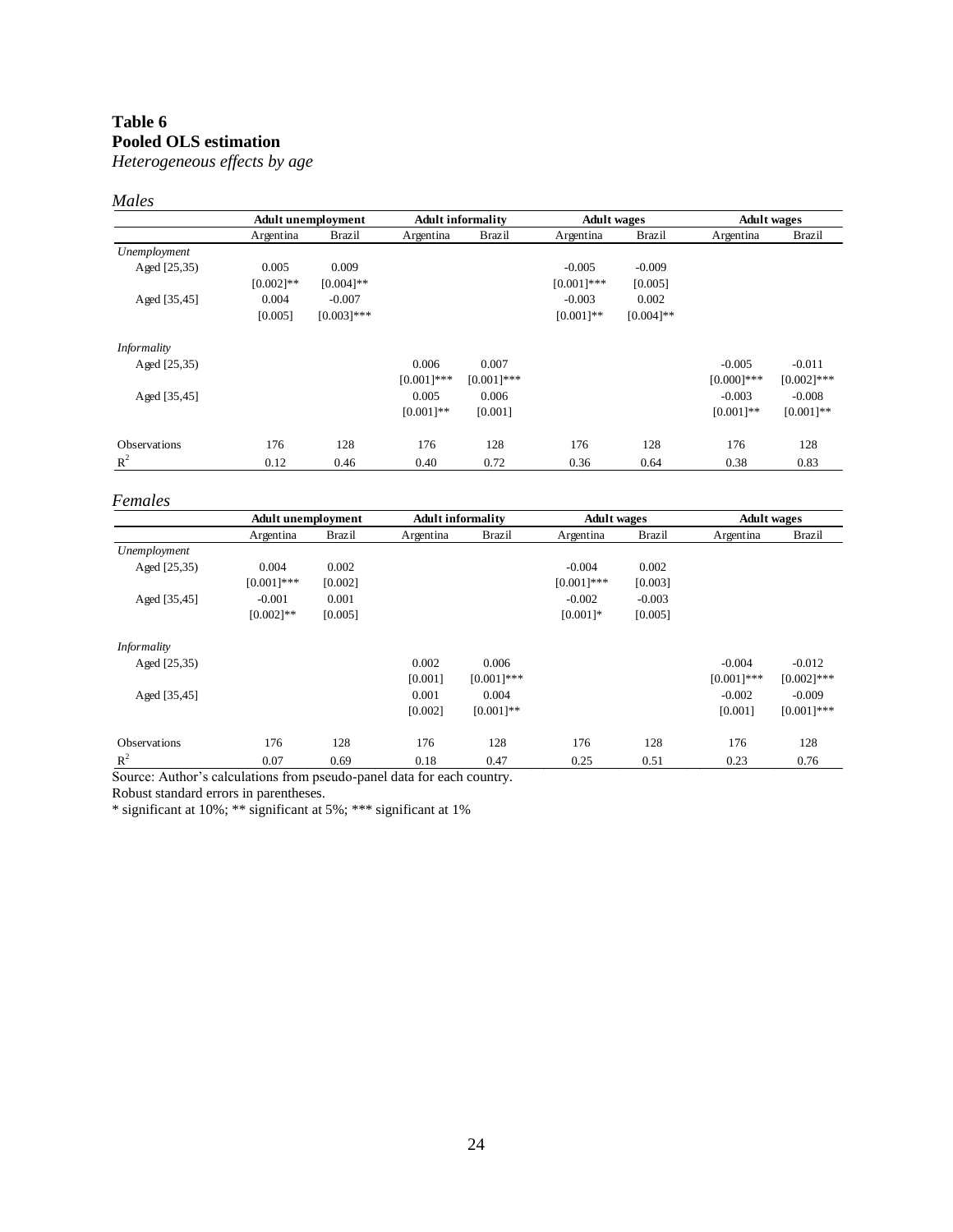**Table 6**
**Pooled OLS estimation**
*Heterogeneous effects by age*

*Males*

| | Adult unemployment | | Adult informality | | Adult wages | | Adult wages | |
|---|---|---|---|---|---|---|---|---|
| | Argentina | Brazil | Argentina | Brazil | Argentina | Brazil | Argentina | Brazil |
| *Unemployment* | | | | | | | | |
| Aged [25,35) | 0.005 | 0.009 | | | -0.005 | -0.009 | | |
| | [0.002]** | [0.004]** | | | [0.001]*** | [0.005] | | |
| Aged [35,45] | 0.004 | -0.007 | | | -0.003 | 0.002 | | |
| | [0.005] | [0.003]*** | | | [0.001]** | [0.004]** | | |
| *Informality* | | | | | | | | |
| Aged [25,35) | | | 0.006 | 0.007 | | | -0.005 | -0.011 |
| | | | [0.001]*** | [0.001]*** | | | [0.000]*** | [0.002]*** |
| Aged [35,45] | | | 0.005 | 0.006 | | | -0.003 | -0.008 |
| | | | [0.001]** | [0.001] | | | [0.001]** | [0.001]** |
| Observations | 176 | 128 | 176 | 128 | 176 | 128 | 176 | 128 |
| $R^2$ | 0.12 | 0.46 | 0.40 | 0.72 | 0.36 | 0.64 | 0.38 | 0.83 |

*Females*

| | Adult unemployment | | Adult informality | | Adult wages | | Adult wages | |
|---|---|---|---|---|---|---|---|---|
| | Argentina | Brazil | Argentina | Brazil | Argentina | Brazil | Argentina | Brazil |
| *Unemployment* | | | | | | | | |
| Aged [25,35) | 0.004 | 0.002 | | | -0.004 | 0.002 | | |
| | [0.001]*** | [0.002] | | | [0.001]*** | [0.003] | | |
| Aged [35,45] | -0.001 | 0.001 | | | -0.002 | -0.003 | | |
| | [0.002]** | [0.005] | | | [0.001]* | [0.005] | | |
| *Informality* | | | | | | | | |
| Aged [25,35) | | | 0.002 | 0.006 | | | -0.004 | -0.012 |
| | | | [0.001] | [0.001]*** | | | [0.001]*** | [0.002]*** |
| Aged [35,45] | | | 0.001 | 0.004 | | | -0.002 | -0.009 |
| | | | [0.002] | [0.001]** | | | [0.001] | [0.001]*** |
| Observations | 176 | 128 | 176 | 128 | 176 | 128 | 176 | 128 |
| $R^2$ | 0.07 | 0.69 | 0.18 | 0.47 | 0.25 | 0.51 | 0.23 | 0.76 |

Source: Author's calculations from pseudo-panel data for each country.
Robust standard errors in parentheses.
* significant at 10%; ** significant at 5%; *** significant at 1%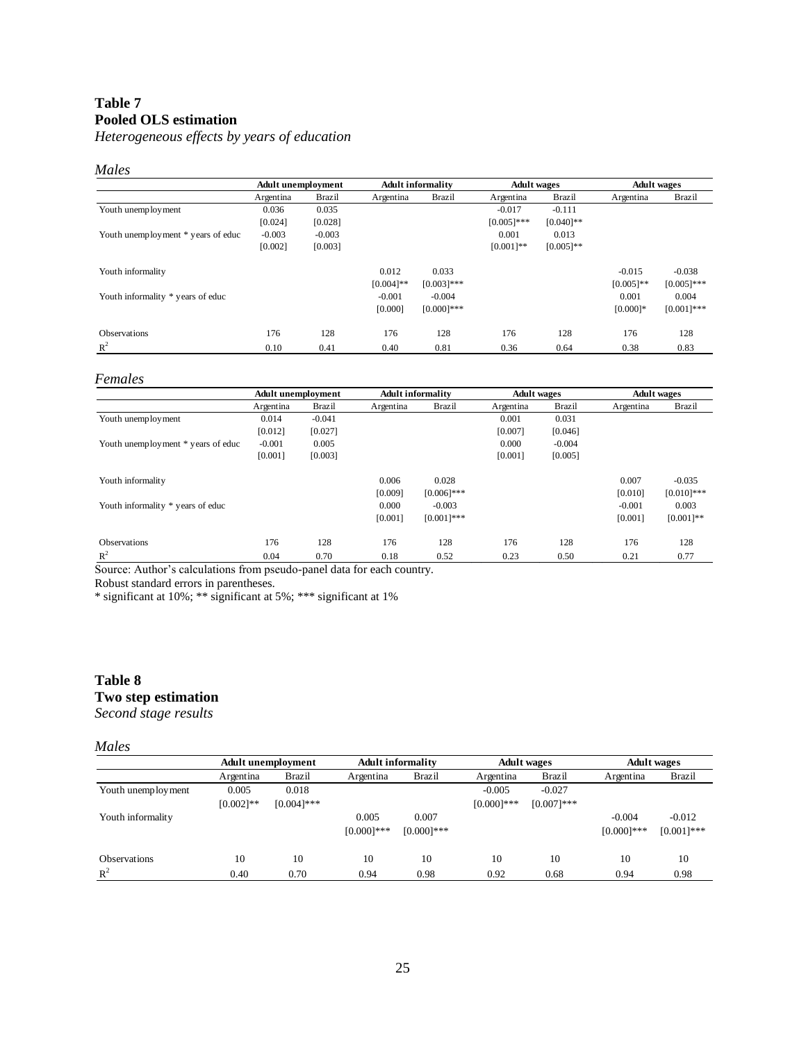**Table 7**
**Pooled OLS estimation**
*Heterogeneous effects by years of education*

*Males*

| | Adult unemployment | | Adult informality | | Adult wages | | Adult wages | |
|---|---|---|---|---|---|---|---|---|
| | Argentina | Brazil | Argentina | Brazil | Argentina | Brazil | Argentina | Brazil |
| Youth unemployment | 0.036 | 0.035 | | | -0.017 | -0.111 | | |
| | [0.024] | [0.028] | | | [0.005]*** | [0.040]** | | |
| Youth unemployment * years of educ | -0.003 | -0.003 | | | 0.001 | 0.013 | | |
| | [0.002] | [0.003] | | | [0.001]** | [0.005]** | | |
| Youth informality | | | 0.012 | 0.033 | | | -0.015 | -0.038 |
| | | | [0.004]** | [0.003]*** | | | [0.005]** | [0.005]*** |
| Youth informality * years of educ | | | -0.001 | -0.004 | | | 0.001 | 0.004 |
| | | | [0.000] | [0.000]*** | | | [0.000]* | [0.001]*** |
| Observations | 176 | 128 | 176 | 128 | 176 | 128 | 176 | 128 |
| $R^2$ | 0.10 | 0.41 | 0.40 | 0.81 | 0.36 | 0.64 | 0.38 | 0.83 |

*Females*

| | Adult unemployment | | Adult informality | | Adult wages | | Adult wages | |
|---|---|---|---|---|---|---|---|---|
| | Argentina | Brazil | Argentina | Brazil | Argentina | Brazil | Argentina | Brazil |
| Youth unemployment | 0.014 | -0.041 | | | 0.001 | 0.031 | | |
| | [0.012] | [0.027] | | | [0.007] | [0.046] | | |
| Youth unemployment * years of educ | -0.001 | 0.005 | | | 0.000 | -0.004 | | |
| | [0.001] | [0.003] | | | [0.001] | [0.005] | | |
| Youth informality | | | 0.006 | 0.028 | | | 0.007 | -0.035 |
| | | | [0.009] | [0.006]*** | | | [0.010] | [0.010]*** |
| Youth informality * years of educ | | | 0.000 | -0.003 | | | -0.001 | 0.003 |
| | | | [0.001] | [0.001]*** | | | [0.001] | [0.001]** |
| Observations | 176 | 128 | 176 | 128 | 176 | 128 | 176 | 128 |
| $R^2$ | 0.04 | 0.70 | 0.18 | 0.52 | 0.23 | 0.50 | 0.21 | 0.77 |

Source: Author's calculations from pseudo-panel data for each country.
Robust standard errors in parentheses.
* significant at 10%; ** significant at 5%; *** significant at 1%

**Table 8**
**Two step estimation**
*Second stage results*

*Males*

| | Adult unemployment | | Adult informality | | Adult wages | | Adult wages | |
|---|---|---|---|---|---|---|---|---|
| | Argentina | Brazil | Argentina | Brazil | Argentina | Brazil | Argentina | Brazil |
| Youth unemployment | 0.005 | 0.018 | | | -0.005 | -0.027 | | |
| | [0.002]** | [0.004]*** | | | [0.000]*** | [0.007]*** | | |
| Youth informality | | | 0.005 | 0.007 | | | -0.004 | -0.012 |
| | | | [0.000]*** | [0.000]*** | | | [0.000]*** | [0.001]*** |
| Observations | 10 | 10 | 10 | 10 | 10 | 10 | 10 | 10 |
| $R^2$ | 0.40 | 0.70 | 0.94 | 0.98 | 0.92 | 0.68 | 0.94 | 0.98 |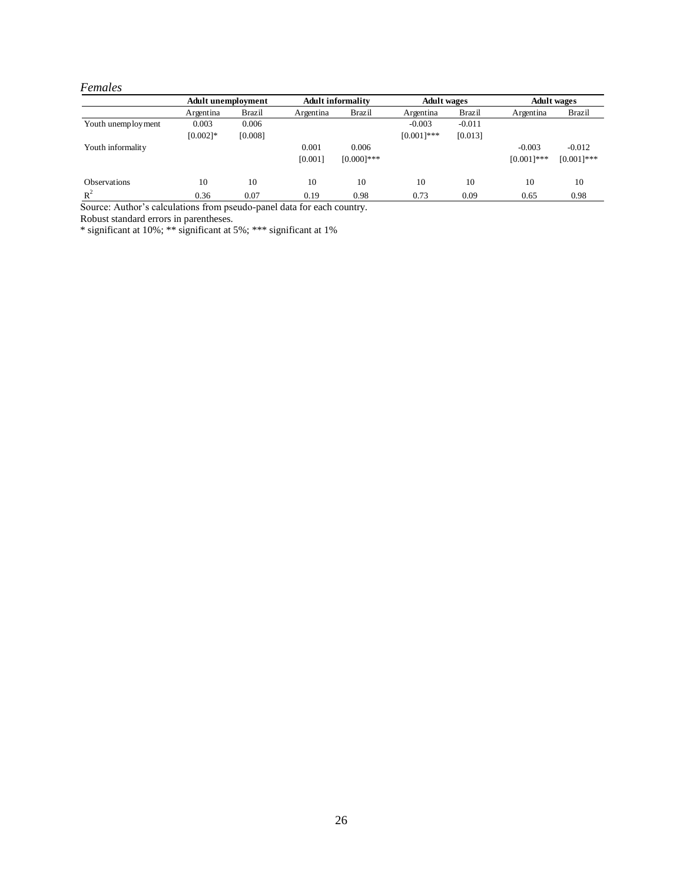*Females*

| | Adult unemployment | | Adult informality | | Adult wages | | Adult wages | |
|---|---|---|---|---|---|---|---|---|
| | Argentina | Brazil | Argentina | Brazil | Argentina | Brazil | Argentina | Brazil |
| Youth unemployment | 0.003 | 0.006 | | | -0.003 | -0.011 | | |
| | [0.002]* | [0.008] | | | [0.001]*** | [0.013] | | |
| Youth informality | | | 0.001 | 0.006 | | | -0.003 | -0.012 |
| | | | [0.001] | [0.000]*** | | | [0.001]*** | [0.001]*** |
| Observations | 10 | 10 | 10 | 10 | 10 | 10 | 10 | 10 |
| $R^2$ | 0.36 | 0.07 | 0.19 | 0.98 | 0.73 | 0.09 | 0.65 | 0.98 |

Source: Author's calculations from pseudo-panel data for each country.
Robust standard errors in parentheses.
* significant at 10%; ** significant at 5%; *** significant at 1%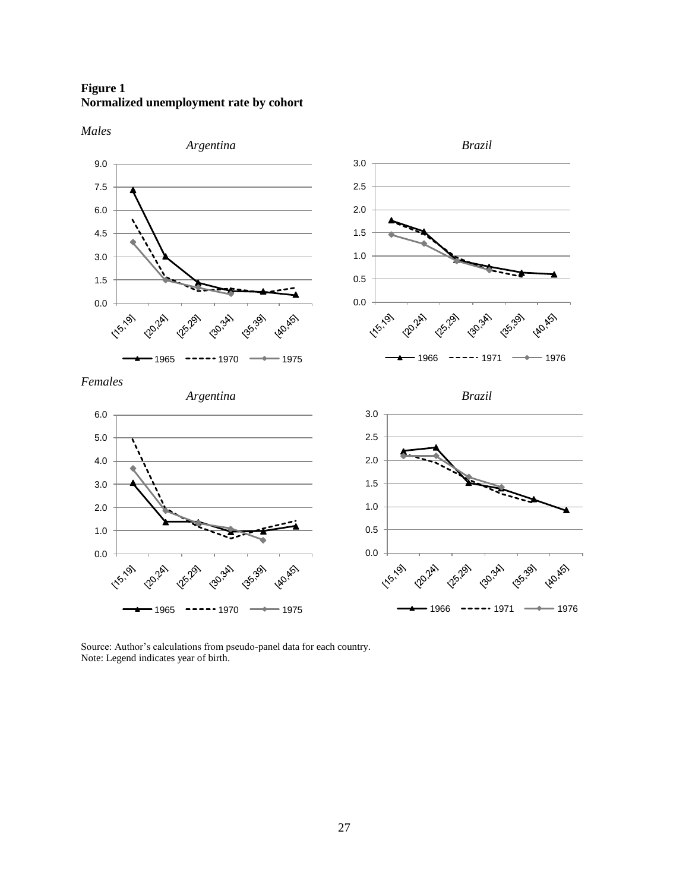**Figure 1**
**Normalized unemployment rate by cohort**

*Males*

*Argentina*

*Brazil*

*Females*

*Argentina*

*Brazil*

Source: Author's calculations from pseudo-panel data for each country.
Note: Legend indicates year of birth.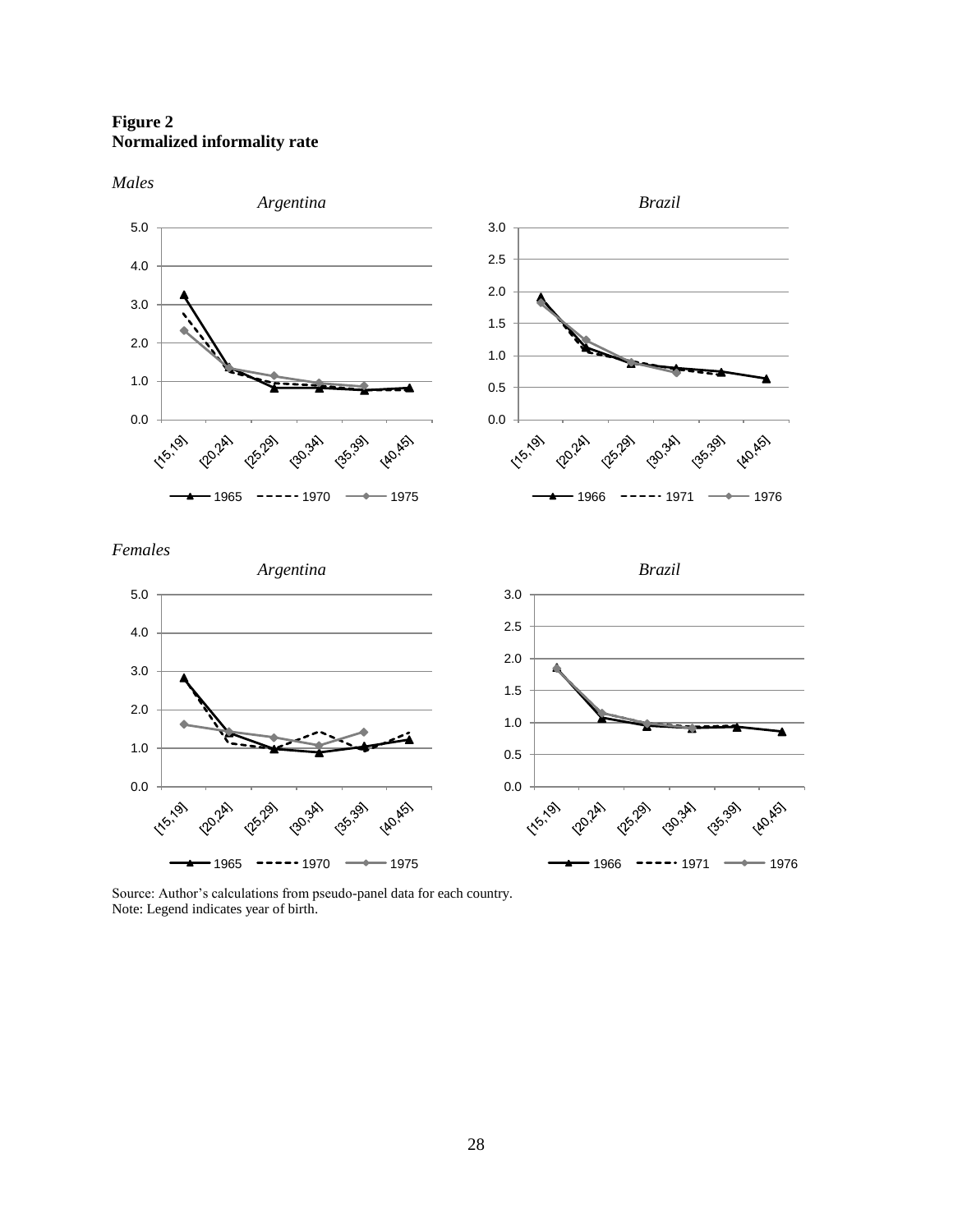**Figure 2**
**Normalized informality rate**

*Males*

*Argentina*

*Brazil*

*Females*

*Argentina*

*Brazil*

Source: Author's calculations from pseudo-panel data for each country.
Note: Legend indicates year of birth.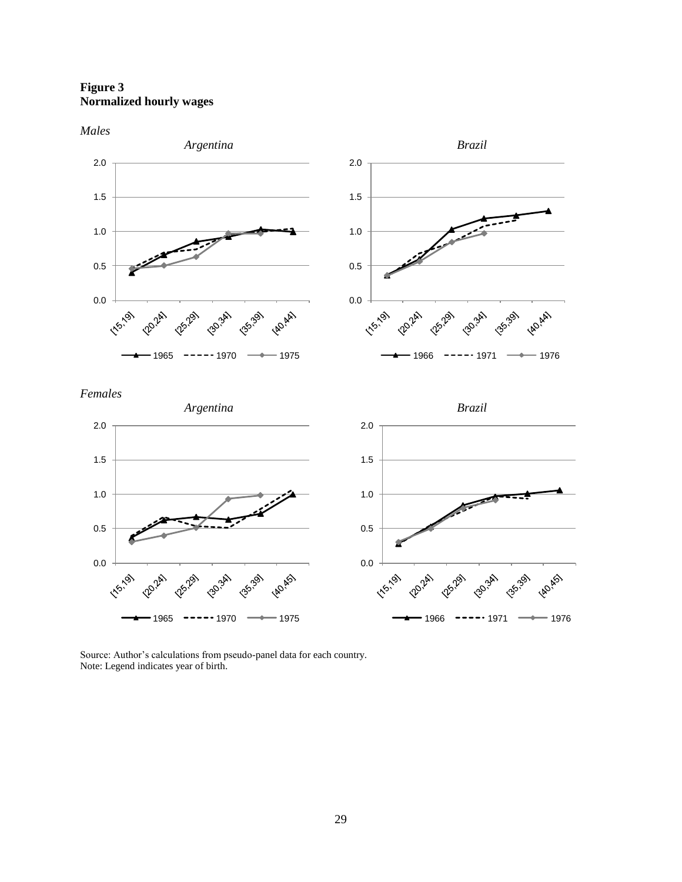**Figure 3**
**Normalized hourly wages**

*Males*

*Argentina*

*Brazil*

*Females*

*Argentina*

*Brazil*

Source: Author's calculations from pseudo-panel data for each country.
Note: Legend indicates year of birth.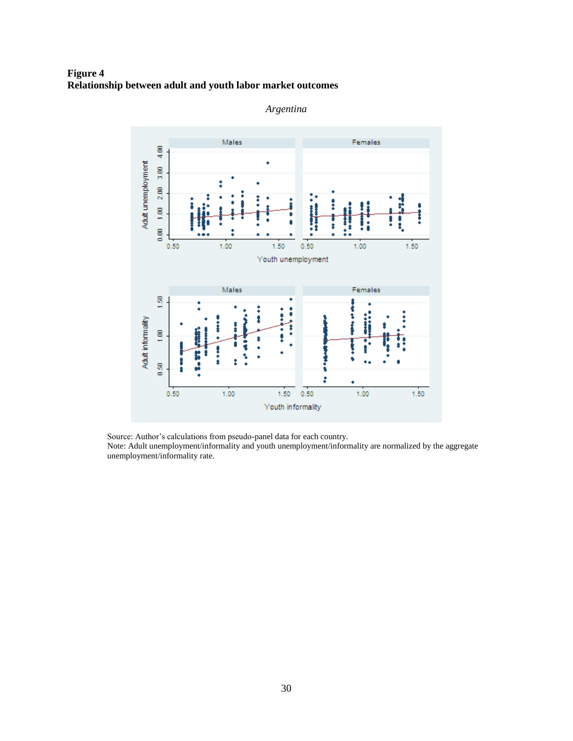**Figure 4**
**Relationship between adult and youth labor market outcomes**

*Argentina*

Source: Author's calculations from pseudo-panel data for each country.
Note: Adult unemployment/informality and youth unemployment/informality are normalized by the aggregate unemployment/informality rate.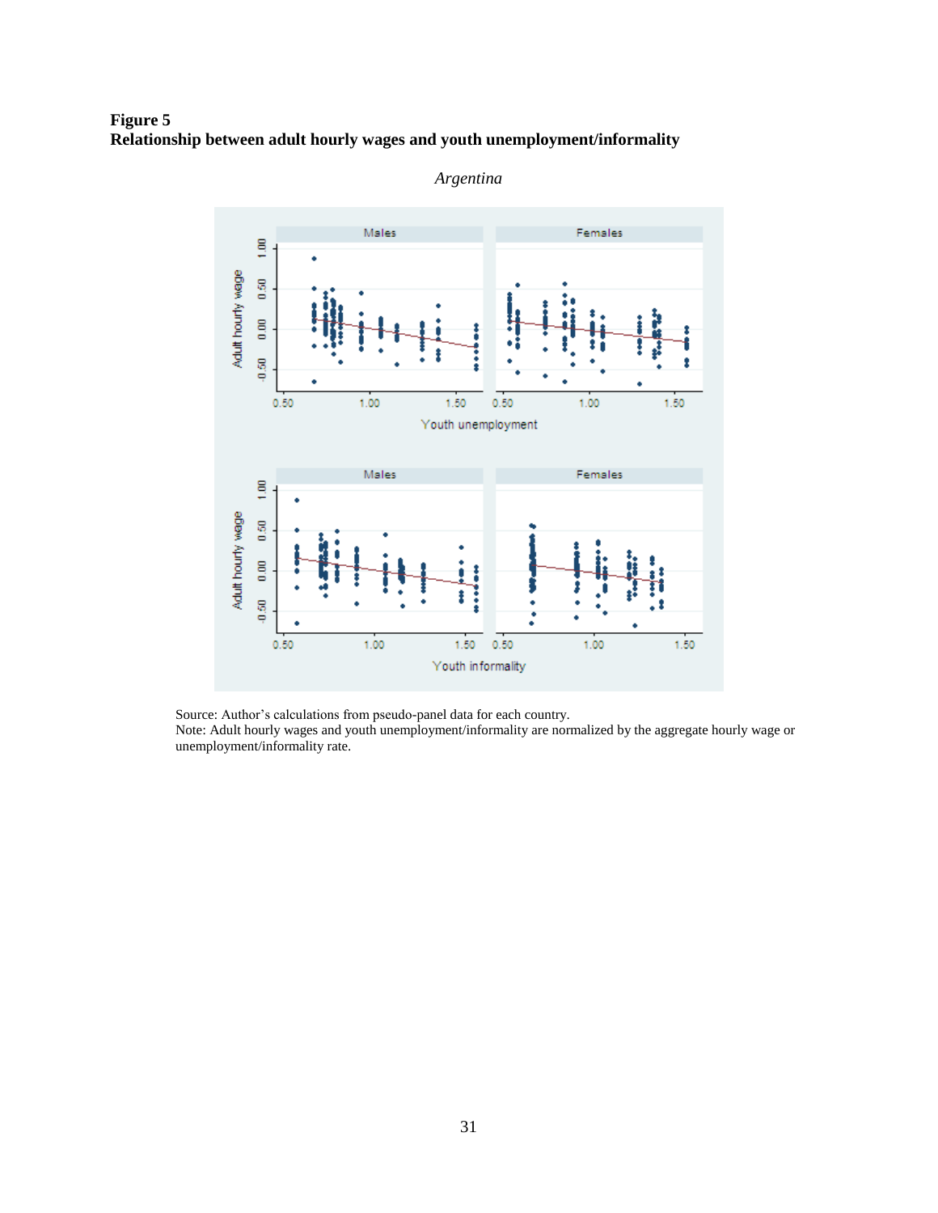**Figure 5**
**Relationship between adult hourly wages and youth unemployment/informality**

*Argentina*

Source: Author's calculations from pseudo-panel data for each country.
Note: Adult hourly wages and youth unemployment/informality are normalized by the aggregate hourly wage or unemployment/informality rate.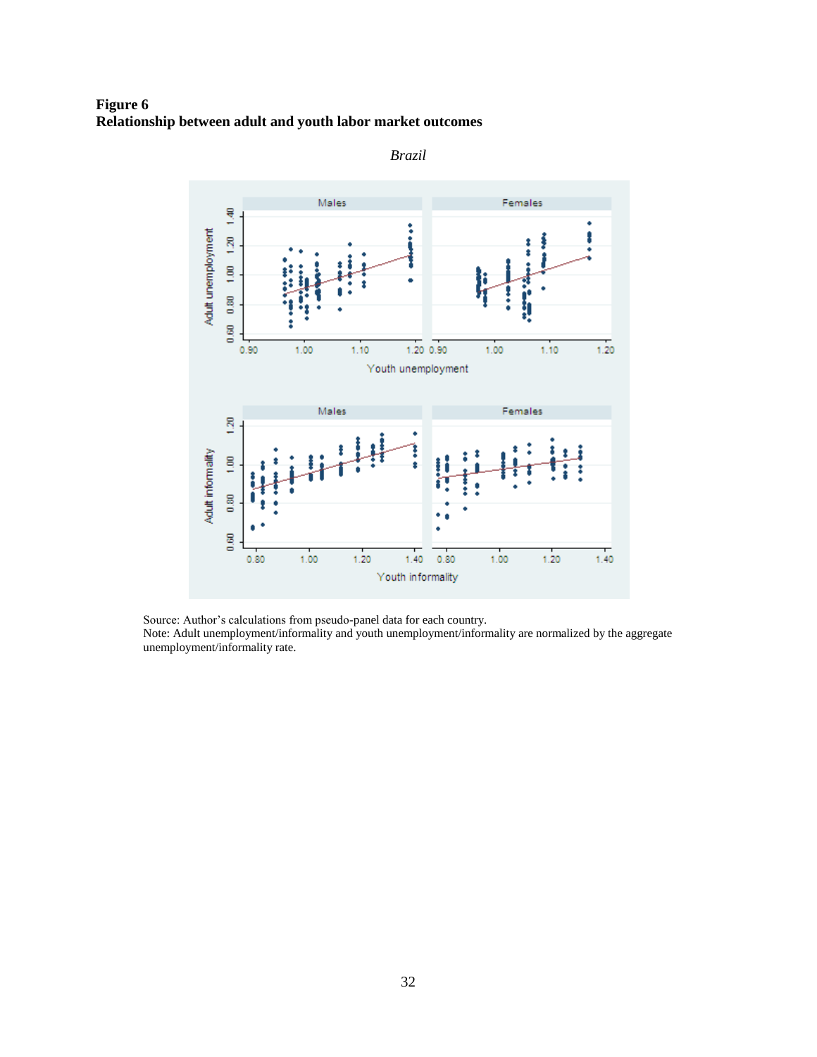**Figure 6**
**Relationship between adult and youth labor market outcomes**

*Brazil*

Source: Author's calculations from pseudo-panel data for each country.
Note: Adult unemployment/informality and youth unemployment/informality are normalized by the aggregate unemployment/informality rate.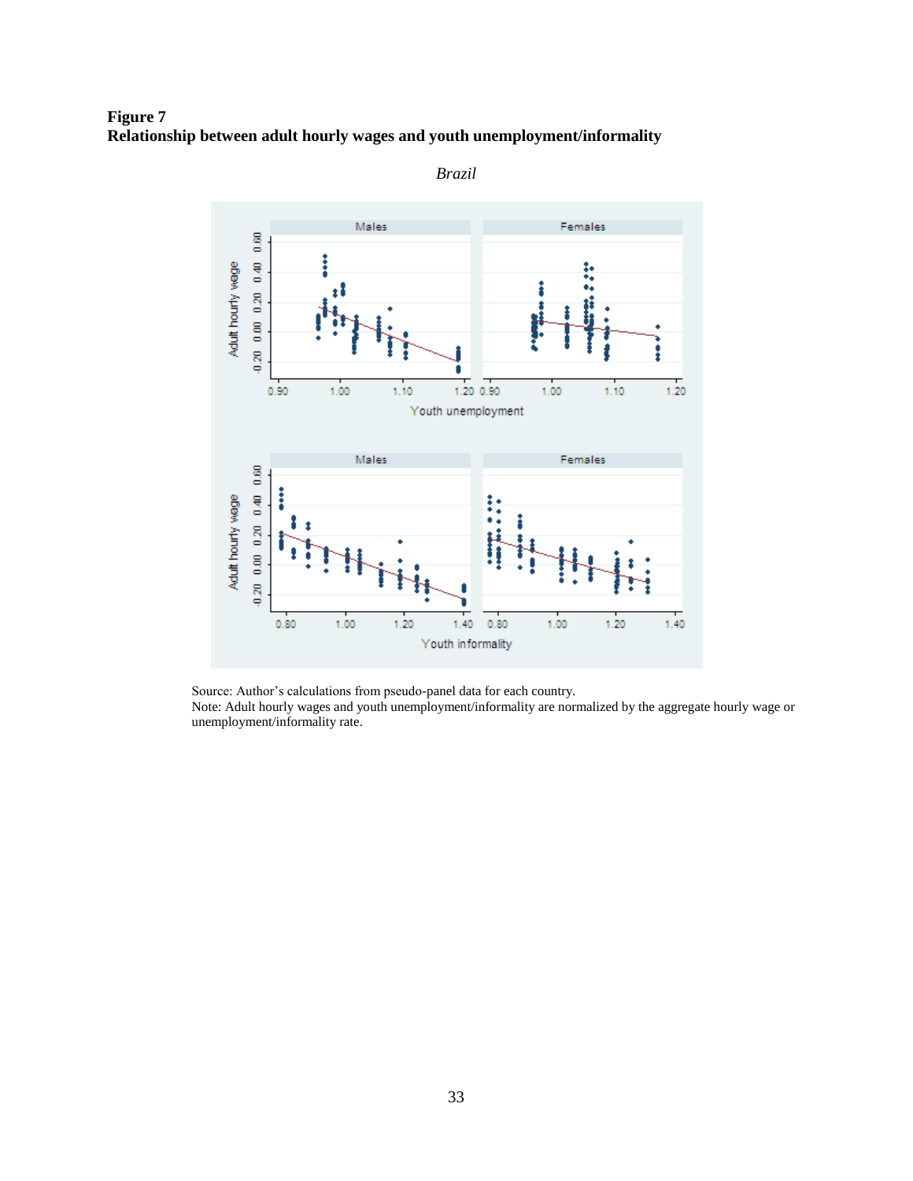**Figure 7**
**Relationship between adult hourly wages and youth unemployment/informality**

*Brazil*

Males

Females

Adult hourly wage

-0.20 0.00 0.20 0.40 0.60

0.90 1.00 1.10 1.20 0.90 1.00 1.10 1.20

Youth unemployment

Males

Females

Adult hourly wage

-0.20 0.00 0.20 0.40 0.60

0.80 1.00 1.20 1.40 0.80 1.00 1.20 1.40

Youth informality

Source: Author's calculations from pseudo-panel data for each country.
Note: Adult hourly wages and youth unemployment/informality are normalized by the aggregate hourly wage or unemployment/informality rate.